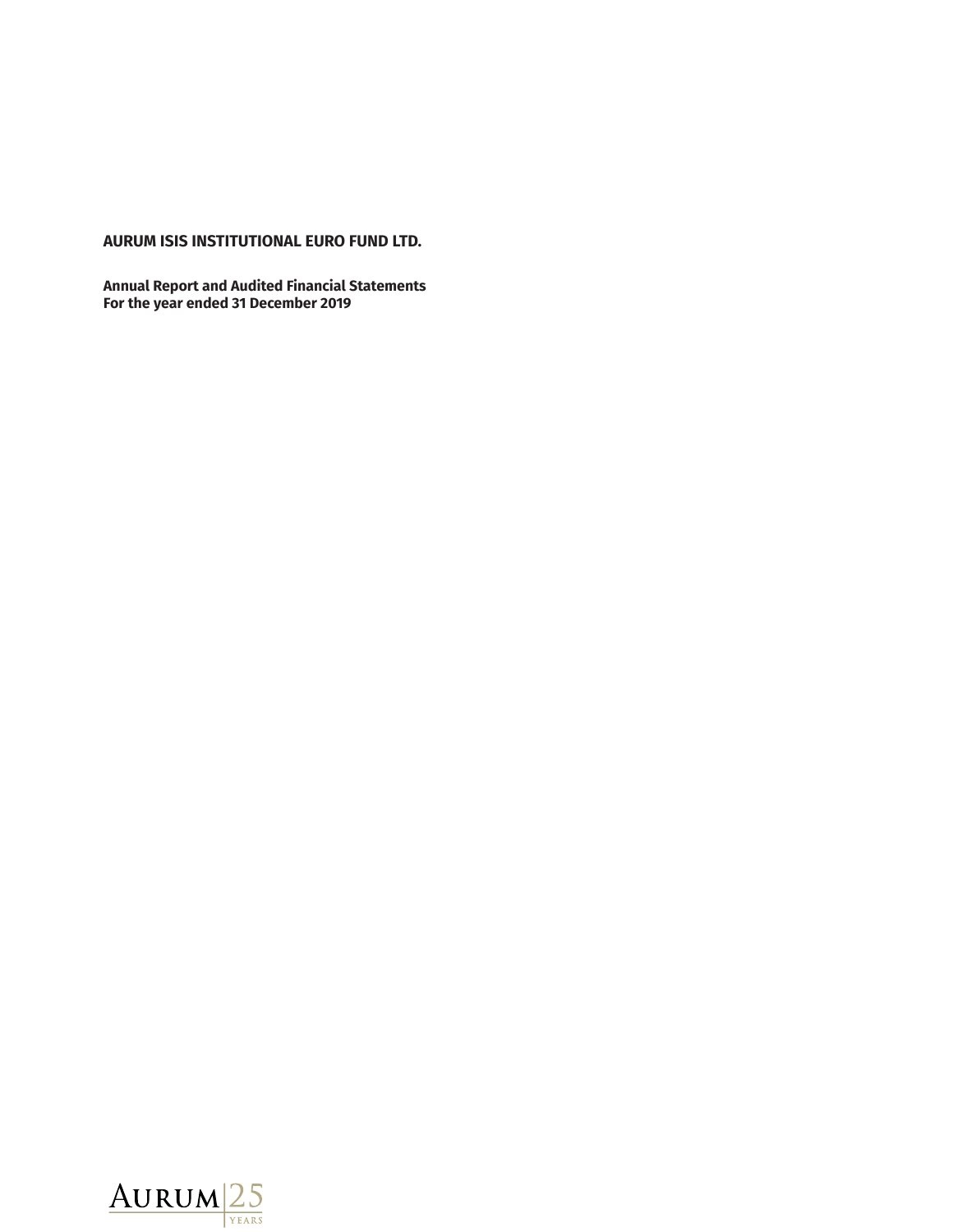# AURUM ISIS INSTITUTIONAL EURO FUND LTD.

**Annual Report and Audited Financial Statements**
**For the year ended 31 December 2019**

AURUM 25 YEARS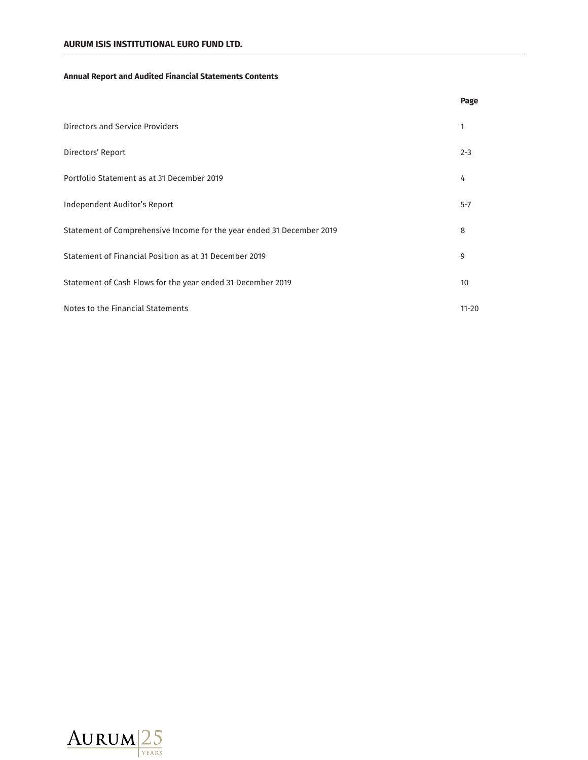## Annual Report and Audited Financial Statements Contents

| | Page |
|---|---|
| Directors and Service Providers | 1 |
| Directors' Report | 2-3 |
| Portfolio Statement as at 31 December 2019 | 4 |
| Independent Auditor's Report | 5-7 |
| Statement of Comprehensive Income for the year ended 31 December 2019 | 8 |
| Statement of Financial Position as at 31 December 2019 | 9 |
| Statement of Cash Flows for the year ended 31 December 2019 | 10 |
| Notes to the Financial Statements | 11-20 |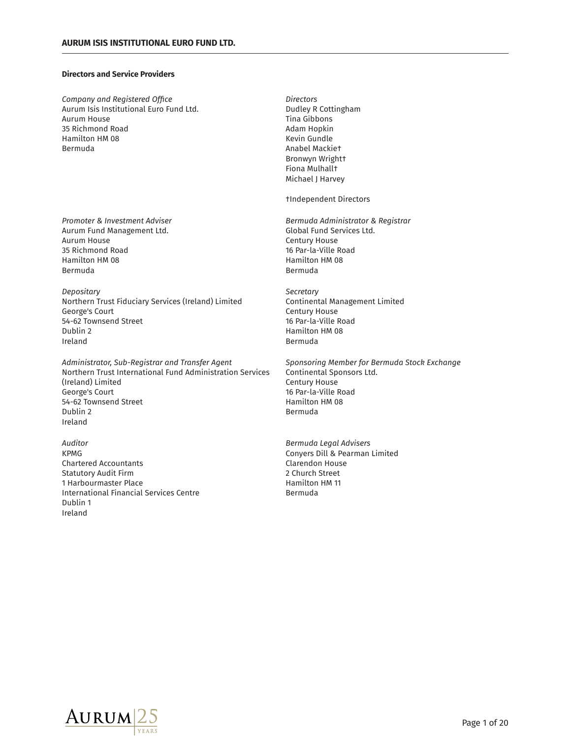## Directors and Service Providers

*Company and Registered Office*
Aurum Isis Institutional Euro Fund Ltd.
Aurum House
35 Richmond Road
Hamilton HM 08
Bermuda

*Directors*
Dudley R Cottingham
Tina Gibbons
Adam Hopkin
Kevin Gundle
Anabel Mackie†
Bronwyn Wright†
Fiona Mulhall†
Michael J Harvey

†Independent Directors

*Promoter & Investment Adviser*
Aurum Fund Management Ltd.
Aurum House
35 Richmond Road
Hamilton HM 08
Bermuda

*Bermuda Administrator & Registrar*
Global Fund Services Ltd.
Century House
16 Par-la-Ville Road
Hamilton HM 08
Bermuda

*Depositary*
Northern Trust Fiduciary Services (Ireland) Limited
George's Court
54-62 Townsend Street
Dublin 2
Ireland

*Secretary*
Continental Management Limited
Century House
16 Par-la-Ville Road
Hamilton HM 08
Bermuda

*Administrator, Sub-Registrar and Transfer Agent*
Northern Trust International Fund Administration Services (Ireland) Limited
George's Court
54-62 Townsend Street
Dublin 2
Ireland

*Sponsoring Member for Bermuda Stock Exchange*
Continental Sponsors Ltd.
Century House
16 Par-la-Ville Road
Hamilton HM 08
Bermuda

*Auditor*
KPMG
Chartered Accountants
Statutory Audit Firm
1 Harbourmaster Place
International Financial Services Centre
Dublin 1
Ireland

*Bermuda Legal Advisers*
Conyers Dill & Pearman Limited
Clarendon House
2 Church Street
Hamilton HM 11
Bermuda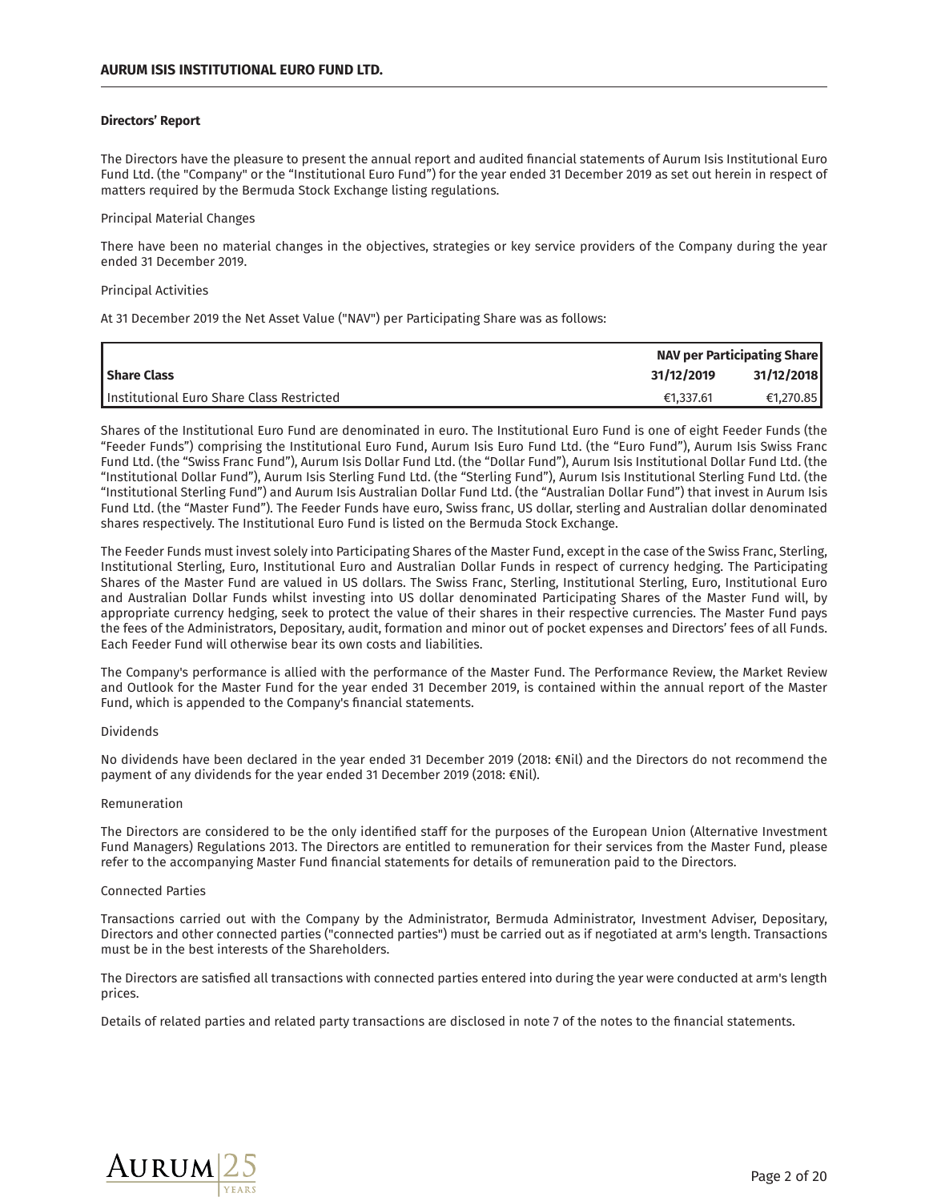## Directors' Report

The Directors have the pleasure to present the annual report and audited financial statements of Aurum Isis Institutional Euro Fund Ltd. (the "Company" or the "Institutional Euro Fund") for the year ended 31 December 2019 as set out herein in respect of matters required by the Bermuda Stock Exchange listing regulations.

Principal Material Changes

There have been no material changes in the objectives, strategies or key service providers of the Company during the year ended 31 December 2019.

Principal Activities

At 31 December 2019 the Net Asset Value ("NAV") per Participating Share was as follows:

| | NAV per Participating Share | |
|---|---|---|
| **Share Class** | **31/12/2019** | **31/12/2018** |
| Institutional Euro Share Class Restricted | €1,337.61 | €1,270.85 |

Shares of the Institutional Euro Fund are denominated in euro. The Institutional Euro Fund is one of eight Feeder Funds (the "Feeder Funds") comprising the Institutional Euro Fund, Aurum Isis Euro Fund Ltd. (the "Euro Fund"), Aurum Isis Swiss Franc Fund Ltd. (the "Swiss Franc Fund"), Aurum Isis Dollar Fund Ltd. (the "Dollar Fund"), Aurum Isis Institutional Dollar Fund Ltd. (the "Institutional Dollar Fund"), Aurum Isis Sterling Fund Ltd. (the "Sterling Fund"), Aurum Isis Institutional Sterling Fund Ltd. (the "Institutional Sterling Fund") and Aurum Isis Australian Dollar Fund Ltd. (the "Australian Dollar Fund") that invest in Aurum Isis Fund Ltd. (the "Master Fund"). The Feeder Funds have euro, Swiss franc, US dollar, sterling and Australian dollar denominated shares respectively. The Institutional Euro Fund is listed on the Bermuda Stock Exchange.

The Feeder Funds must invest solely into Participating Shares of the Master Fund, except in the case of the Swiss Franc, Sterling, Institutional Sterling, Euro, Institutional Euro and Australian Dollar Funds in respect of currency hedging. The Participating Shares of the Master Fund are valued in US dollars. The Swiss Franc, Sterling, Institutional Sterling, Euro, Institutional Euro and Australian Dollar Funds whilst investing into US dollar denominated Participating Shares of the Master Fund will, by appropriate currency hedging, seek to protect the value of their shares in their respective currencies. The Master Fund pays the fees of the Administrators, Depositary, audit, formation and minor out of pocket expenses and Directors' fees of all Funds. Each Feeder Fund will otherwise bear its own costs and liabilities.

The Company's performance is allied with the performance of the Master Fund. The Performance Review, the Market Review and Outlook for the Master Fund for the year ended 31 December 2019, is contained within the annual report of the Master Fund, which is appended to the Company's financial statements.

Dividends

No dividends have been declared in the year ended 31 December 2019 (2018: €Nil) and the Directors do not recommend the payment of any dividends for the year ended 31 December 2019 (2018: €Nil).

Remuneration

The Directors are considered to be the only identified staff for the purposes of the European Union (Alternative Investment Fund Managers) Regulations 2013. The Directors are entitled to remuneration for their services from the Master Fund, please refer to the accompanying Master Fund financial statements for details of remuneration paid to the Directors.

Connected Parties

Transactions carried out with the Company by the Administrator, Bermuda Administrator, Investment Adviser, Depositary, Directors and other connected parties ("connected parties") must be carried out as if negotiated at arm's length. Transactions must be in the best interests of the Shareholders.

The Directors are satisfied all transactions with connected parties entered into during the year were conducted at arm's length prices.

Details of related parties and related party transactions are disclosed in note 7 of the notes to the financial statements.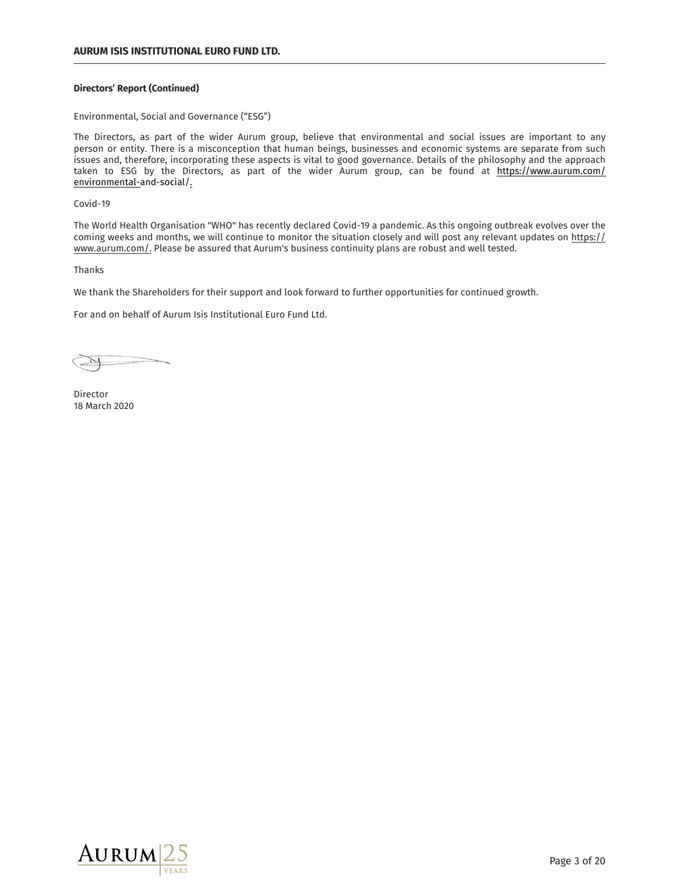**Directors' Report (Continued)**

Environmental, Social and Governance ("ESG")

The Directors, as part of the wider Aurum group, believe that environmental and social issues are important to any person or entity. There is a misconception that human beings, businesses and economic systems are separate from such issues and, therefore, incorporating these aspects is vital to good governance. Details of the philosophy and the approach taken to ESG by the Directors, as part of the wider Aurum group, can be found at https://www.aurum.com/environmental-and-social/.

Covid-19

The World Health Organisation "WHO" has recently declared Covid-19 a pandemic. As this ongoing outbreak evolves over the coming weeks and months, we will continue to monitor the situation closely and will post any relevant updates on https://www.aurum.com/. Please be assured that Aurum's business continuity plans are robust and well tested.

Thanks

We thank the Shareholders for their support and look forward to further opportunities for continued growth.

For and on behalf of Aurum Isis Institutional Euro Fund Ltd.

Director
18 March 2020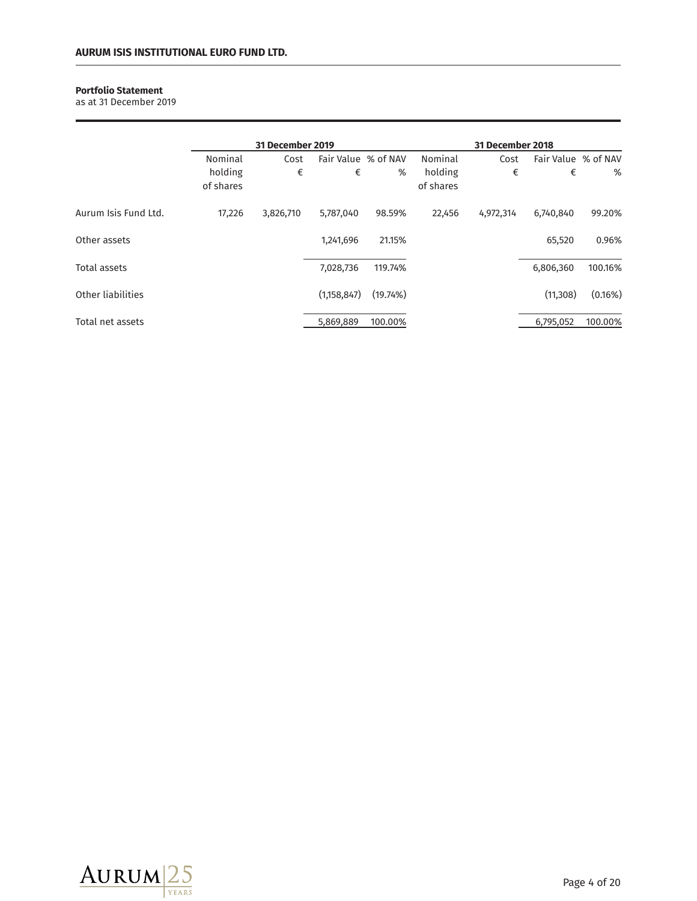**Portfolio Statement**
as at 31 December 2019

| | 31 December 2019 | | | | 31 December 2018 | | | |
|---|---|---|---|---|---|---|---|---|
| | Nominal holding of shares | Cost € | Fair Value € | % of NAV % | Nominal holding of shares | Cost € | Fair Value € | % of NAV % |
| Aurum Isis Fund Ltd. | 17,226 | 3,826,710 | 5,787,040 | 98.59% | 22,456 | 4,972,314 | 6,740,840 | 99.20% |
| Other assets | | | 1,241,696 | 21.15% | | | 65,520 | 0.96% |
| Total assets | | | 7,028,736 | 119.74% | | | 6,806,360 | 100.16% |
| Other liabilities | | | (1,158,847) | (19.74%) | | | (11,308) | (0.16%) |
| Total net assets | | | 5,869,889 | 100.00% | | | 6,795,052 | 100.00% |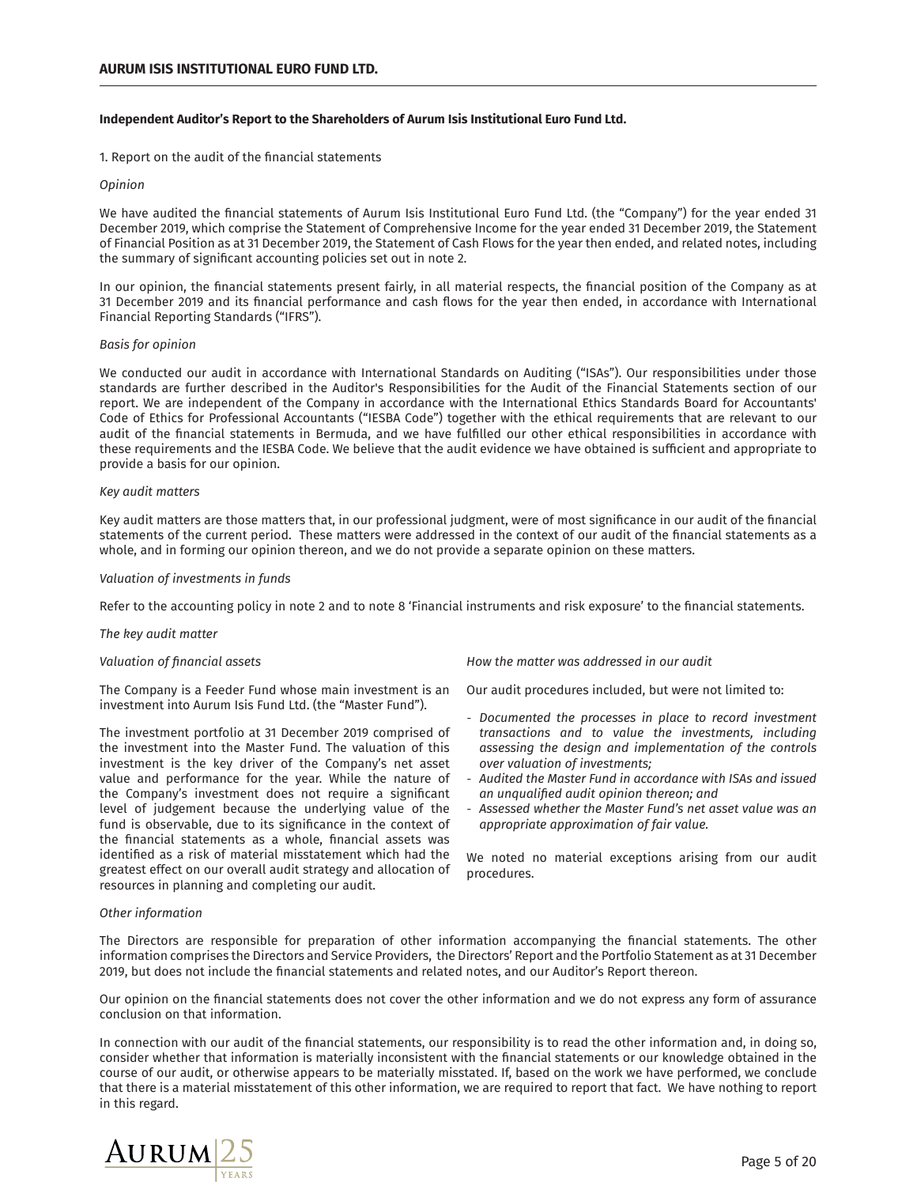**Independent Auditor's Report to the Shareholders of Aurum Isis Institutional Euro Fund Ltd.**

1. Report on the audit of the financial statements

*Opinion*

We have audited the financial statements of Aurum Isis Institutional Euro Fund Ltd. (the "Company") for the year ended 31 December 2019, which comprise the Statement of Comprehensive Income for the year ended 31 December 2019, the Statement of Financial Position as at 31 December 2019, the Statement of Cash Flows for the year then ended, and related notes, including the summary of significant accounting policies set out in note 2.

In our opinion, the financial statements present fairly, in all material respects, the financial position of the Company as at 31 December 2019 and its financial performance and cash flows for the year then ended, in accordance with International Financial Reporting Standards ("IFRS").

*Basis for opinion*

We conducted our audit in accordance with International Standards on Auditing ("ISAs"). Our responsibilities under those standards are further described in the Auditor's Responsibilities for the Audit of the Financial Statements section of our report. We are independent of the Company in accordance with the International Ethics Standards Board for Accountants' Code of Ethics for Professional Accountants ("IESBA Code") together with the ethical requirements that are relevant to our audit of the financial statements in Bermuda, and we have fulfilled our other ethical responsibilities in accordance with these requirements and the IESBA Code. We believe that the audit evidence we have obtained is sufficient and appropriate to provide a basis for our opinion.

*Key audit matters*

Key audit matters are those matters that, in our professional judgment, were of most significance in our audit of the financial statements of the current period. These matters were addressed in the context of our audit of the financial statements as a whole, and in forming our opinion thereon, and we do not provide a separate opinion on these matters.

*Valuation of investments in funds*

Refer to the accounting policy in note 2 and to note 8 'Financial instruments and risk exposure' to the financial statements.

*The key audit matter*

*Valuation of financial assets*

The Company is a Feeder Fund whose main investment is an investment into Aurum Isis Fund Ltd. (the "Master Fund").

The investment portfolio at 31 December 2019 comprised of the investment into the Master Fund. The valuation of this investment is the key driver of the Company's net asset value and performance for the year. While the nature of the Company's investment does not require a significant level of judgement because the underlying value of the fund is observable, due to its significance in the context of the financial statements as a whole, financial assets was identified as a risk of material misstatement which had the greatest effect on our overall audit strategy and allocation of resources in planning and completing our audit.

*How the matter was addressed in our audit*

Our audit procedures included, but were not limited to:

- *Documented the processes in place to record investment transactions and to value the investments, including assessing the design and implementation of the controls over valuation of investments;*
- *Audited the Master Fund in accordance with ISAs and issued an unqualified audit opinion thereon; and*
- *Assessed whether the Master Fund's net asset value was an appropriate approximation of fair value.*

We noted no material exceptions arising from our audit procedures.

*Other information*

The Directors are responsible for preparation of other information accompanying the financial statements. The other information comprises the Directors and Service Providers, the Directors' Report and the Portfolio Statement as at 31 December 2019, but does not include the financial statements and related notes, and our Auditor's Report thereon.

Our opinion on the financial statements does not cover the other information and we do not express any form of assurance conclusion on that information.

In connection with our audit of the financial statements, our responsibility is to read the other information and, in doing so, consider whether that information is materially inconsistent with the financial statements or our knowledge obtained in the course of our audit, or otherwise appears to be materially misstated. If, based on the work we have performed, we conclude that there is a material misstatement of this other information, we are required to report that fact. We have nothing to report in this regard.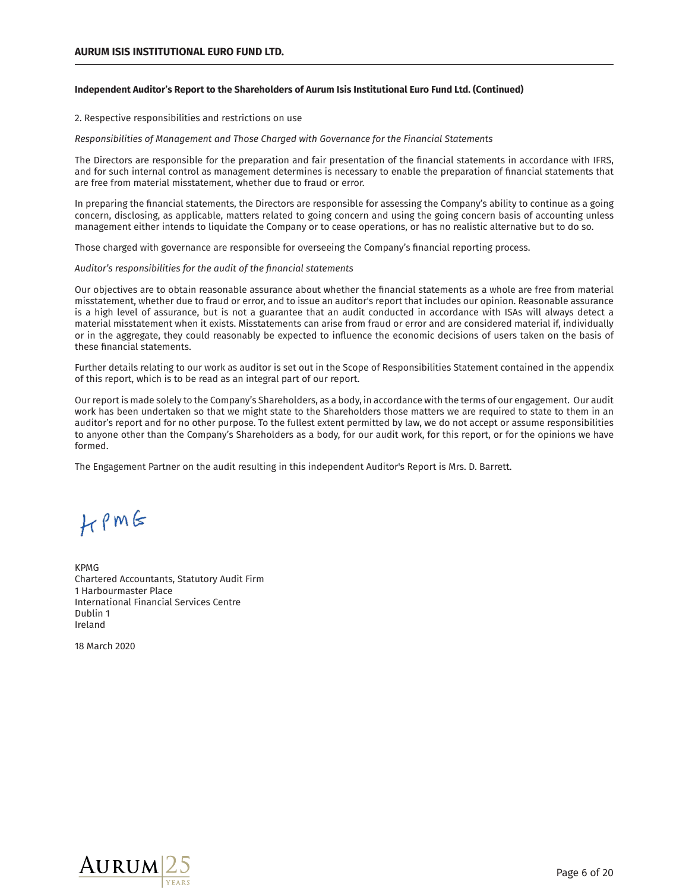**Independent Auditor's Report to the Shareholders of Aurum Isis Institutional Euro Fund Ltd. (Continued)**

2. Respective responsibilities and restrictions on use

*Responsibilities of Management and Those Charged with Governance for the Financial Statements*

The Directors are responsible for the preparation and fair presentation of the financial statements in accordance with IFRS, and for such internal control as management determines is necessary to enable the preparation of financial statements that are free from material misstatement, whether due to fraud or error.

In preparing the financial statements, the Directors are responsible for assessing the Company's ability to continue as a going concern, disclosing, as applicable, matters related to going concern and using the going concern basis of accounting unless management either intends to liquidate the Company or to cease operations, or has no realistic alternative but to do so.

Those charged with governance are responsible for overseeing the Company's financial reporting process.

*Auditor's responsibilities for the audit of the financial statements*

Our objectives are to obtain reasonable assurance about whether the financial statements as a whole are free from material misstatement, whether due to fraud or error, and to issue an auditor's report that includes our opinion. Reasonable assurance is a high level of assurance, but is not a guarantee that an audit conducted in accordance with ISAs will always detect a material misstatement when it exists. Misstatements can arise from fraud or error and are considered material if, individually or in the aggregate, they could reasonably be expected to influence the economic decisions of users taken on the basis of these financial statements.

Further details relating to our work as auditor is set out in the Scope of Responsibilities Statement contained in the appendix of this report, which is to be read as an integral part of our report.

Our report is made solely to the Company's Shareholders, as a body, in accordance with the terms of our engagement. Our audit work has been undertaken so that we might state to the Shareholders those matters we are required to state to them in an auditor's report and for no other purpose. To the fullest extent permitted by law, we do not accept or assume responsibilities to anyone other than the Company's Shareholders as a body, for our audit work, for this report, or for the opinions we have formed.

The Engagement Partner on the audit resulting in this independent Auditor's Report is Mrs. D. Barrett.

KPMG

KPMG
Chartered Accountants, Statutory Audit Firm
1 Harbourmaster Place
International Financial Services Centre
Dublin 1
Ireland

18 March 2020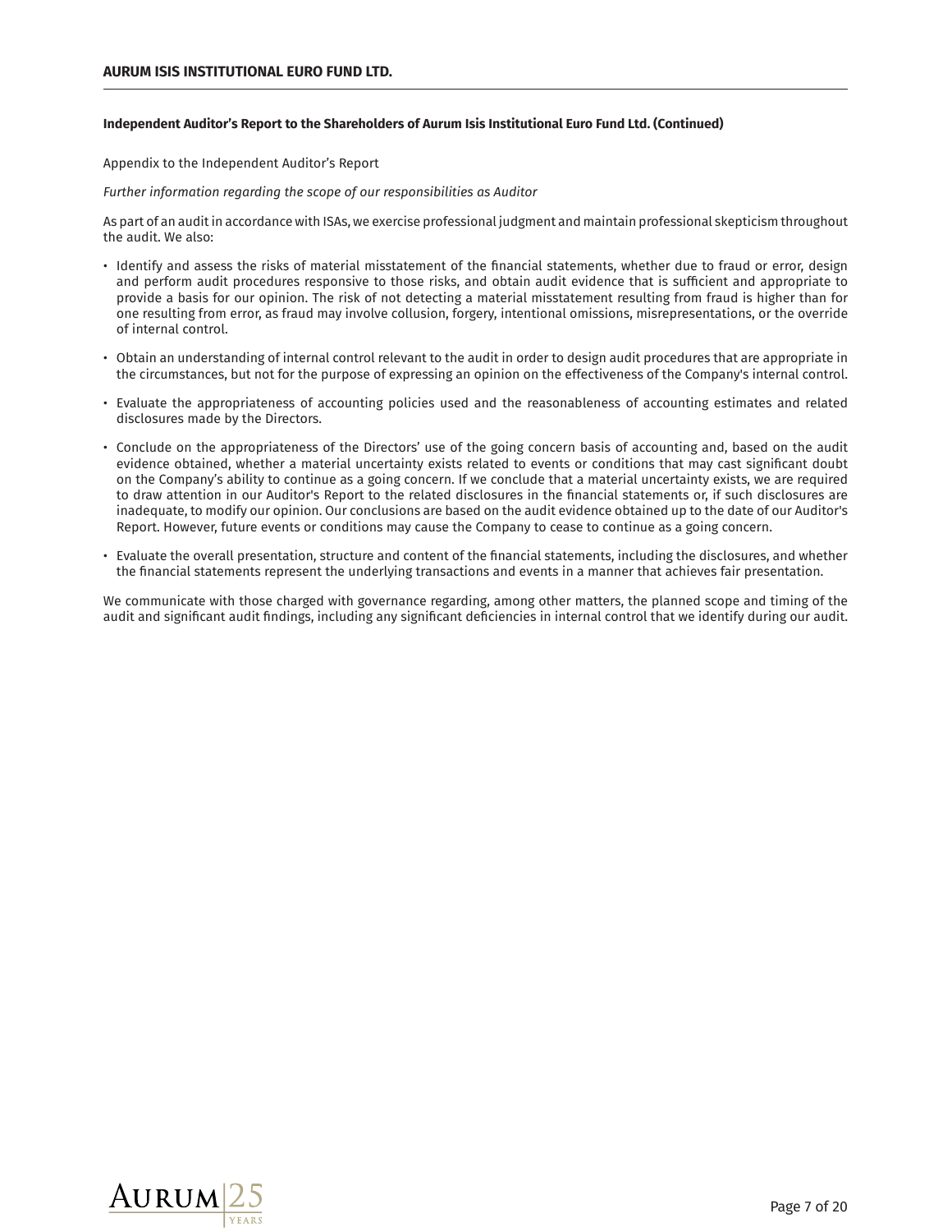**Independent Auditor's Report to the Shareholders of Aurum Isis Institutional Euro Fund Ltd. (Continued)**

Appendix to the Independent Auditor's Report

*Further information regarding the scope of our responsibilities as Auditor*

As part of an audit in accordance with ISAs, we exercise professional judgment and maintain professional skepticism throughout the audit. We also:

- Identify and assess the risks of material misstatement of the financial statements, whether due to fraud or error, design and perform audit procedures responsive to those risks, and obtain audit evidence that is sufficient and appropriate to provide a basis for our opinion. The risk of not detecting a material misstatement resulting from fraud is higher than for one resulting from error, as fraud may involve collusion, forgery, intentional omissions, misrepresentations, or the override of internal control.
- Obtain an understanding of internal control relevant to the audit in order to design audit procedures that are appropriate in the circumstances, but not for the purpose of expressing an opinion on the effectiveness of the Company's internal control.
- Evaluate the appropriateness of accounting policies used and the reasonableness of accounting estimates and related disclosures made by the Directors.
- Conclude on the appropriateness of the Directors' use of the going concern basis of accounting and, based on the audit evidence obtained, whether a material uncertainty exists related to events or conditions that may cast significant doubt on the Company's ability to continue as a going concern. If we conclude that a material uncertainty exists, we are required to draw attention in our Auditor's Report to the related disclosures in the financial statements or, if such disclosures are inadequate, to modify our opinion. Our conclusions are based on the audit evidence obtained up to the date of our Auditor's Report. However, future events or conditions may cause the Company to cease to continue as a going concern.
- Evaluate the overall presentation, structure and content of the financial statements, including the disclosures, and whether the financial statements represent the underlying transactions and events in a manner that achieves fair presentation.

We communicate with those charged with governance regarding, among other matters, the planned scope and timing of the audit and significant audit findings, including any significant deficiencies in internal control that we identify during our audit.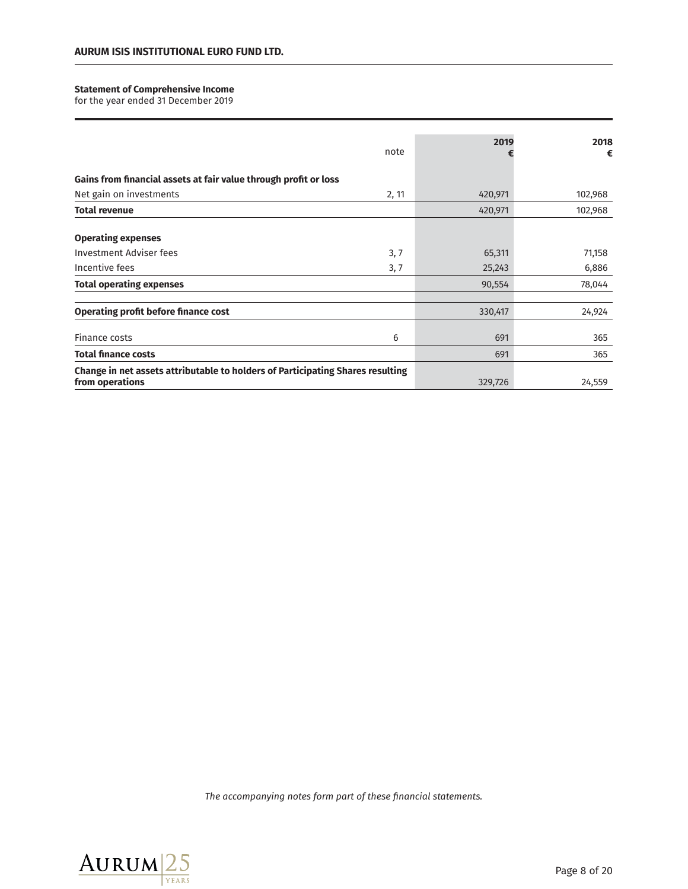**Statement of Comprehensive Income**
for the year ended 31 December 2019

| | note | 2019 € | 2018 € |
|---|---|---|---|
| **Gains from financial assets at fair value through profit or loss** | | | |
| Net gain on investments | 2, 11 | 420,971 | 102,968 |
| **Total revenue** | | 420,971 | 102,968 |
| **Operating expenses** | | | |
| Investment Adviser fees | 3, 7 | 65,311 | 71,158 |
| Incentive fees | 3, 7 | 25,243 | 6,886 |
| **Total operating expenses** | | 90,554 | 78,044 |
| **Operating profit before finance cost** | | 330,417 | 24,924 |
| Finance costs | 6 | 691 | 365 |
| **Total finance costs** | | 691 | 365 |
| **Change in net assets attributable to holders of Participating Shares resulting from operations** | | 329,726 | 24,559 |

*The accompanying notes form part of these financial statements.*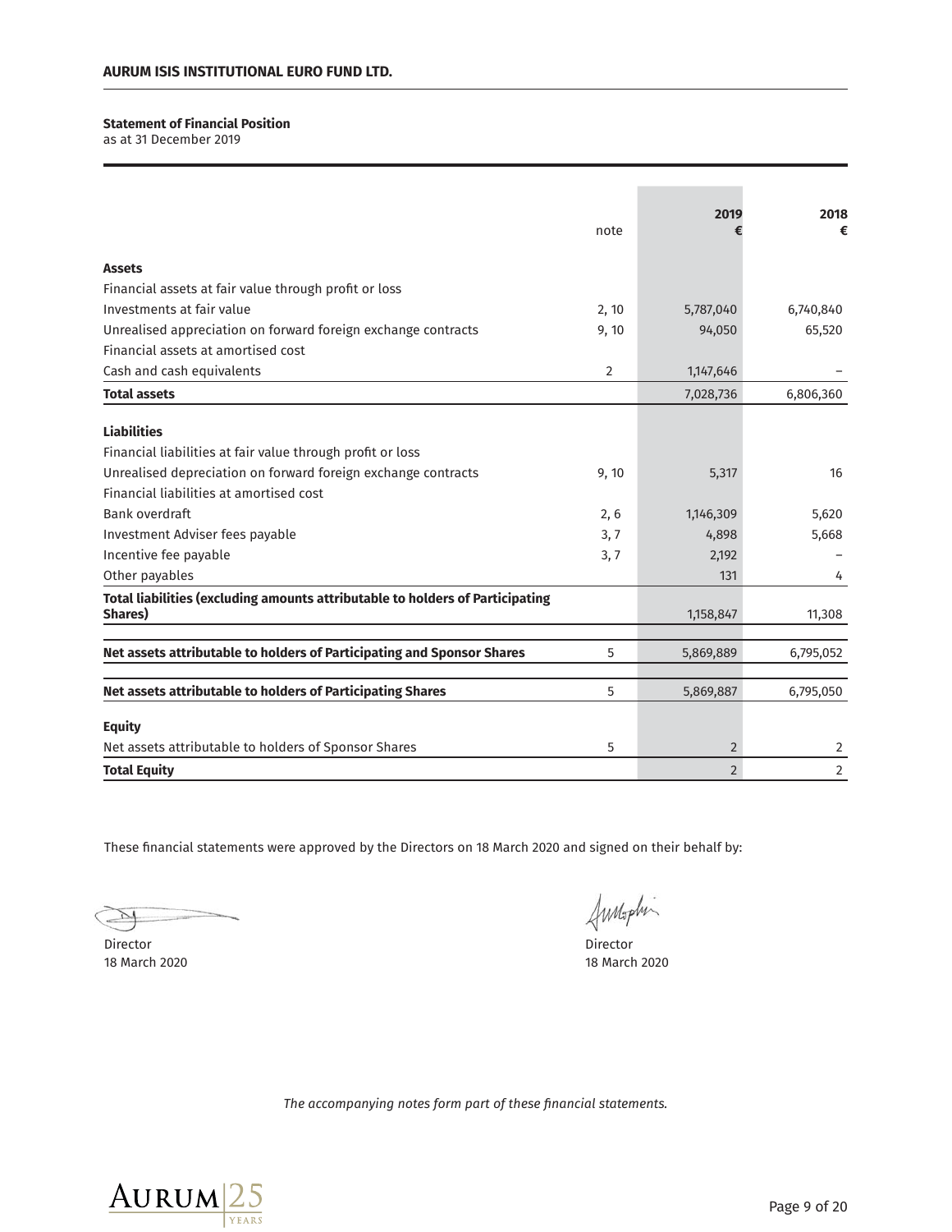**AURUM ISIS INSTITUTIONAL EURO FUND LTD.**

**Statement of Financial Position**
as at 31 December 2019

| | note | 2019 € | 2018 € |
|---|---|---|---|
| **Assets** | | | |
| Financial assets at fair value through profit or loss | | | |
| Investments at fair value | 2, 10 | 5,787,040 | 6,740,840 |
| Unrealised appreciation on forward foreign exchange contracts | 9, 10 | 94,050 | 65,520 |
| Financial assets at amortised cost | | | |
| Cash and cash equivalents | 2 | 1,147,646 | – |
| **Total assets** | | 7,028,736 | 6,806,360 |
| **Liabilities** | | | |
| Financial liabilities at fair value through profit or loss | | | |
| Unrealised depreciation on forward foreign exchange contracts | 9, 10 | 5,317 | 16 |
| Financial liabilities at amortised cost | | | |
| Bank overdraft | 2, 6 | 1,146,309 | 5,620 |
| Investment Adviser fees payable | 3, 7 | 4,898 | 5,668 |
| Incentive fee payable | 3, 7 | 2,192 | – |
| Other payables | | 131 | 4 |
| **Total liabilities (excluding amounts attributable to holders of Participating Shares)** | | 1,158,847 | 11,308 |
| **Net assets attributable to holders of Participating and Sponsor Shares** | 5 | 5,869,889 | 6,795,052 |
| **Net assets attributable to holders of Participating Shares** | 5 | 5,869,887 | 6,795,050 |
| **Equity** | | | |
| Net assets attributable to holders of Sponsor Shares | 5 | 2 | 2 |
| **Total Equity** | | 2 | 2 |

These financial statements were approved by the Directors on 18 March 2020 and signed on their behalf by:

Director
18 March 2020

Director
18 March 2020

*The accompanying notes form part of these financial statements.*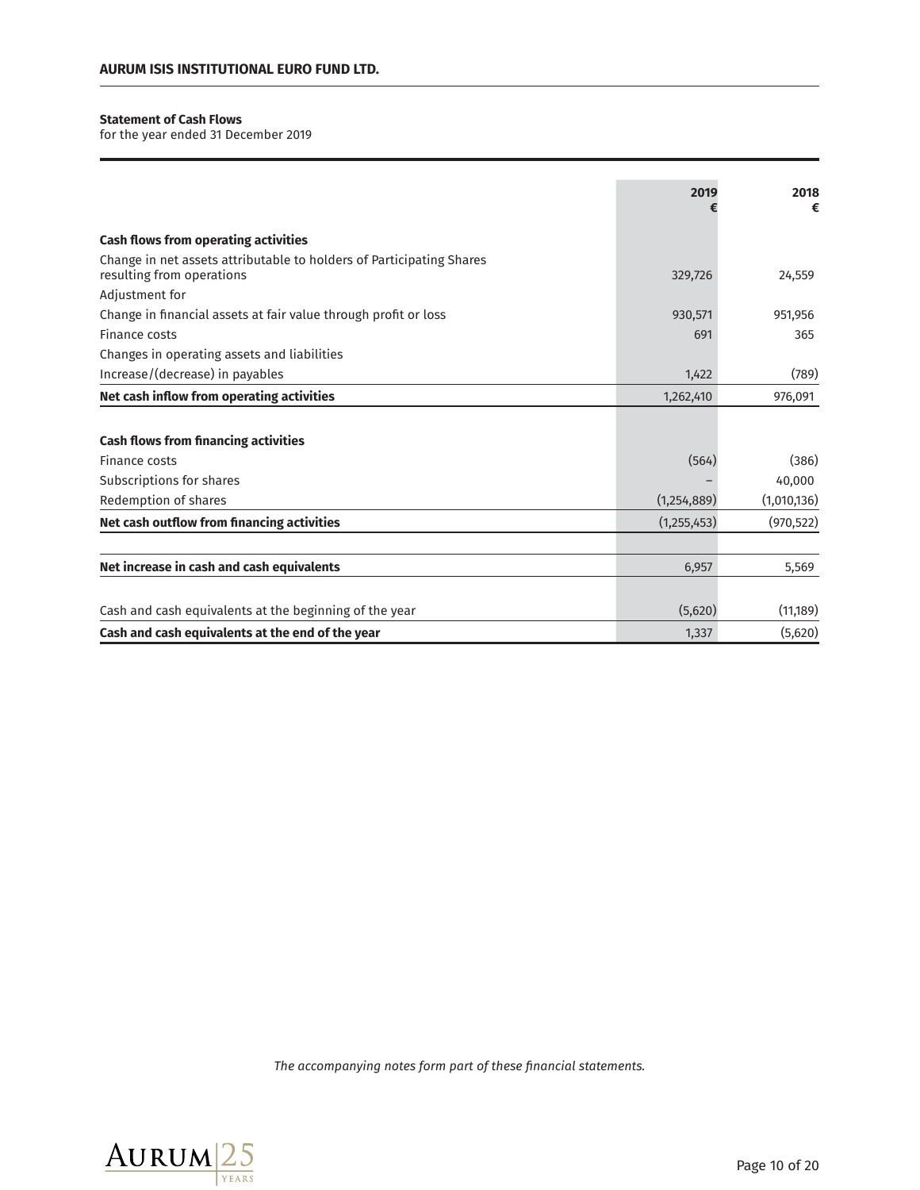**Statement of Cash Flows**
for the year ended 31 December 2019

| | 2019 € | 2018 € |
|---|---|---|
| **Cash flows from operating activities** | | |
| Change in net assets attributable to holders of Participating Shares resulting from operations | 329,726 | 24,559 |
| Adjustment for | | |
| Change in financial assets at fair value through profit or loss | 930,571 | 951,956 |
| Finance costs | 691 | 365 |
| Changes in operating assets and liabilities | | |
| Increase/(decrease) in payables | 1,422 | (789) |
| **Net cash inflow from operating activities** | 1,262,410 | 976,091 |
| | | |
| **Cash flows from financing activities** | | |
| Finance costs | (564) | (386) |
| Subscriptions for shares | – | 40,000 |
| Redemption of shares | (1,254,889) | (1,010,136) |
| **Net cash outflow from financing activities** | (1,255,453) | (970,522) |
| | | |
| **Net increase in cash and cash equivalents** | 6,957 | 5,569 |
| | | |
| Cash and cash equivalents at the beginning of the year | (5,620) | (11,189) |
| **Cash and cash equivalents at the end of the year** | 1,337 | (5,620) |

*The accompanying notes form part of these financial statements.*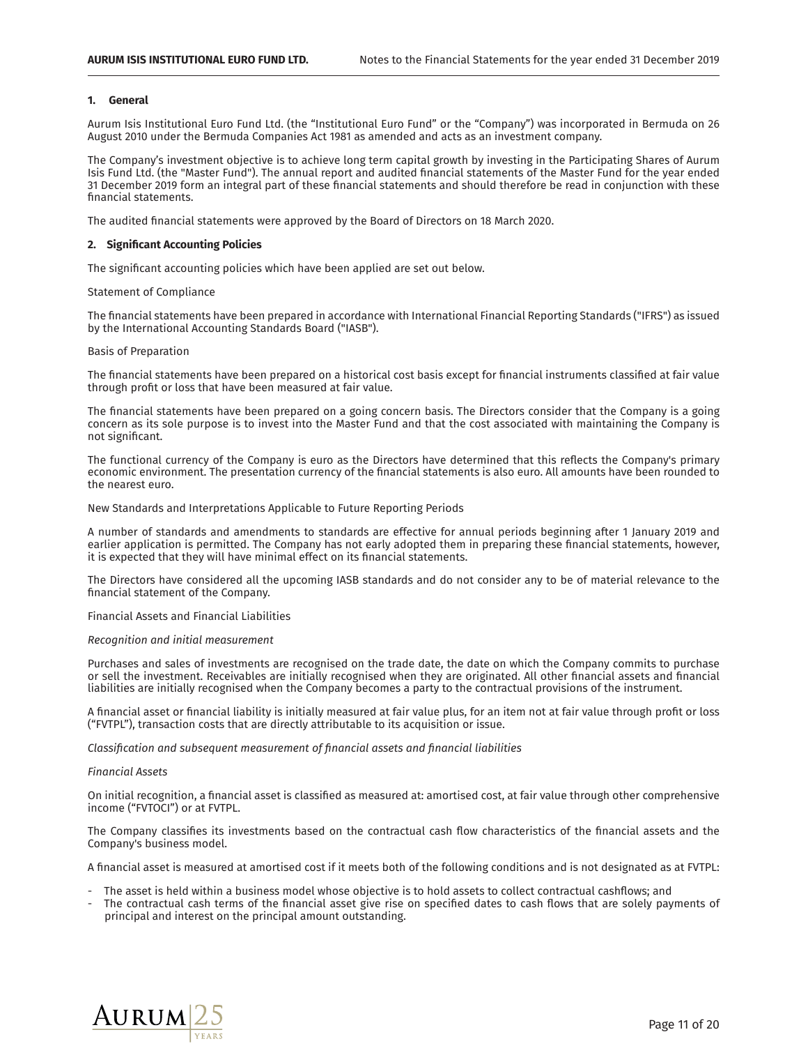## 1. General

Aurum Isis Institutional Euro Fund Ltd. (the "Institutional Euro Fund" or the "Company") was incorporated in Bermuda on 26 August 2010 under the Bermuda Companies Act 1981 as amended and acts as an investment company.

The Company's investment objective is to achieve long term capital growth by investing in the Participating Shares of Aurum Isis Fund Ltd. (the "Master Fund"). The annual report and audited financial statements of the Master Fund for the year ended 31 December 2019 form an integral part of these financial statements and should therefore be read in conjunction with these financial statements.

The audited financial statements were approved by the Board of Directors on 18 March 2020.

## 2. Significant Accounting Policies

The significant accounting policies which have been applied are set out below.

Statement of Compliance

The financial statements have been prepared in accordance with International Financial Reporting Standards ("IFRS") as issued by the International Accounting Standards Board ("IASB").

Basis of Preparation

The financial statements have been prepared on a historical cost basis except for financial instruments classified at fair value through profit or loss that have been measured at fair value.

The financial statements have been prepared on a going concern basis. The Directors consider that the Company is a going concern as its sole purpose is to invest into the Master Fund and that the cost associated with maintaining the Company is not significant.

The functional currency of the Company is euro as the Directors have determined that this reflects the Company's primary economic environment. The presentation currency of the financial statements is also euro. All amounts have been rounded to the nearest euro.

New Standards and Interpretations Applicable to Future Reporting Periods

A number of standards and amendments to standards are effective for annual periods beginning after 1 January 2019 and earlier application is permitted. The Company has not early adopted them in preparing these financial statements, however, it is expected that they will have minimal effect on its financial statements.

The Directors have considered all the upcoming IASB standards and do not consider any to be of material relevance to the financial statement of the Company.

Financial Assets and Financial Liabilities

*Recognition and initial measurement*

Purchases and sales of investments are recognised on the trade date, the date on which the Company commits to purchase or sell the investment. Receivables are initially recognised when they are originated. All other financial assets and financial liabilities are initially recognised when the Company becomes a party to the contractual provisions of the instrument.

A financial asset or financial liability is initially measured at fair value plus, for an item not at fair value through profit or loss ("FVTPL"), transaction costs that are directly attributable to its acquisition or issue.

*Classification and subsequent measurement of financial assets and financial liabilities*

*Financial Assets*

On initial recognition, a financial asset is classified as measured at: amortised cost, at fair value through other comprehensive income ("FVTOCI") or at FVTPL.

The Company classifies its investments based on the contractual cash flow characteristics of the financial assets and the Company's business model.

A financial asset is measured at amortised cost if it meets both of the following conditions and is not designated as at FVTPL:

- The asset is held within a business model whose objective is to hold assets to collect contractual cashflows; and
- The contractual cash terms of the financial asset give rise on specified dates to cash flows that are solely payments of principal and interest on the principal amount outstanding.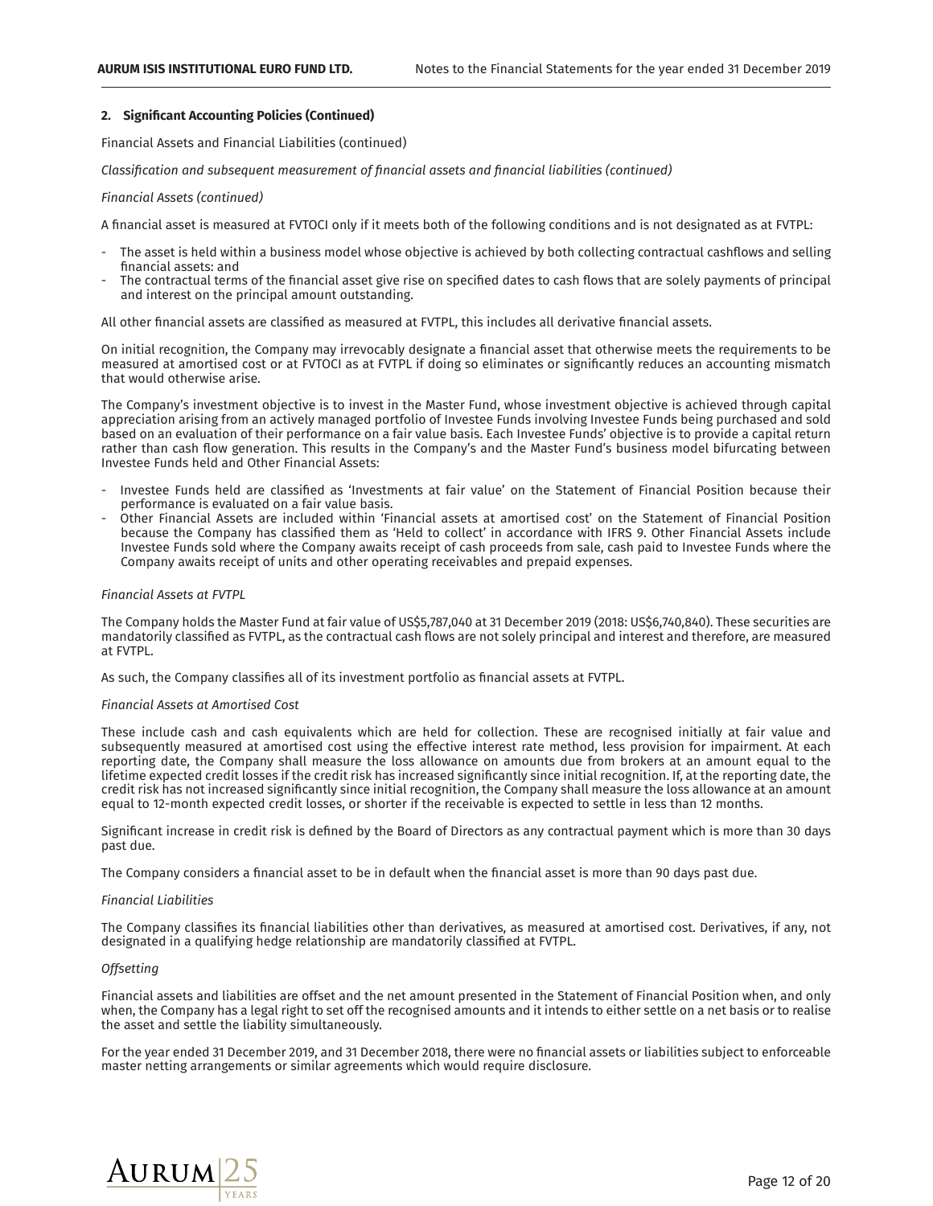## 2. Significant Accounting Policies (Continued)

Financial Assets and Financial Liabilities (continued)

*Classification and subsequent measurement of financial assets and financial liabilities (continued)*

*Financial Assets (continued)*

A financial asset is measured at FVTOCI only if it meets both of the following conditions and is not designated as at FVTPL:

- The asset is held within a business model whose objective is achieved by both collecting contractual cashflows and selling financial assets: and
- The contractual terms of the financial asset give rise on specified dates to cash flows that are solely payments of principal and interest on the principal amount outstanding.

All other financial assets are classified as measured at FVTPL, this includes all derivative financial assets.

On initial recognition, the Company may irrevocably designate a financial asset that otherwise meets the requirements to be measured at amortised cost or at FVTOCI as at FVTPL if doing so eliminates or significantly reduces an accounting mismatch that would otherwise arise.

The Company's investment objective is to invest in the Master Fund, whose investment objective is achieved through capital appreciation arising from an actively managed portfolio of Investee Funds involving Investee Funds being purchased and sold based on an evaluation of their performance on a fair value basis. Each Investee Funds' objective is to provide a capital return rather than cash flow generation. This results in the Company's and the Master Fund's business model bifurcating between Investee Funds held and Other Financial Assets:

- Investee Funds held are classified as 'Investments at fair value' on the Statement of Financial Position because their performance is evaluated on a fair value basis.
- Other Financial Assets are included within 'Financial assets at amortised cost' on the Statement of Financial Position because the Company has classified them as 'Held to collect' in accordance with IFRS 9. Other Financial Assets include Investee Funds sold where the Company awaits receipt of cash proceeds from sale, cash paid to Investee Funds where the Company awaits receipt of units and other operating receivables and prepaid expenses.

*Financial Assets at FVTPL*

The Company holds the Master Fund at fair value of US$5,787,040 at 31 December 2019 (2018: US$6,740,840). These securities are mandatorily classified as FVTPL, as the contractual cash flows are not solely principal and interest and therefore, are measured at FVTPL.

As such, the Company classifies all of its investment portfolio as financial assets at FVTPL.

*Financial Assets at Amortised Cost*

These include cash and cash equivalents which are held for collection. These are recognised initially at fair value and subsequently measured at amortised cost using the effective interest rate method, less provision for impairment. At each reporting date, the Company shall measure the loss allowance on amounts due from brokers at an amount equal to the lifetime expected credit losses if the credit risk has increased significantly since initial recognition. If, at the reporting date, the credit risk has not increased significantly since initial recognition, the Company shall measure the loss allowance at an amount equal to 12-month expected credit losses, or shorter if the receivable is expected to settle in less than 12 months.

Significant increase in credit risk is defined by the Board of Directors as any contractual payment which is more than 30 days past due.

The Company considers a financial asset to be in default when the financial asset is more than 90 days past due.

*Financial Liabilities*

The Company classifies its financial liabilities other than derivatives, as measured at amortised cost. Derivatives, if any, not designated in a qualifying hedge relationship are mandatorily classified at FVTPL.

*Offsetting*

Financial assets and liabilities are offset and the net amount presented in the Statement of Financial Position when, and only when, the Company has a legal right to set off the recognised amounts and it intends to either settle on a net basis or to realise the asset and settle the liability simultaneously.

For the year ended 31 December 2019, and 31 December 2018, there were no financial assets or liabilities subject to enforceable master netting arrangements or similar agreements which would require disclosure.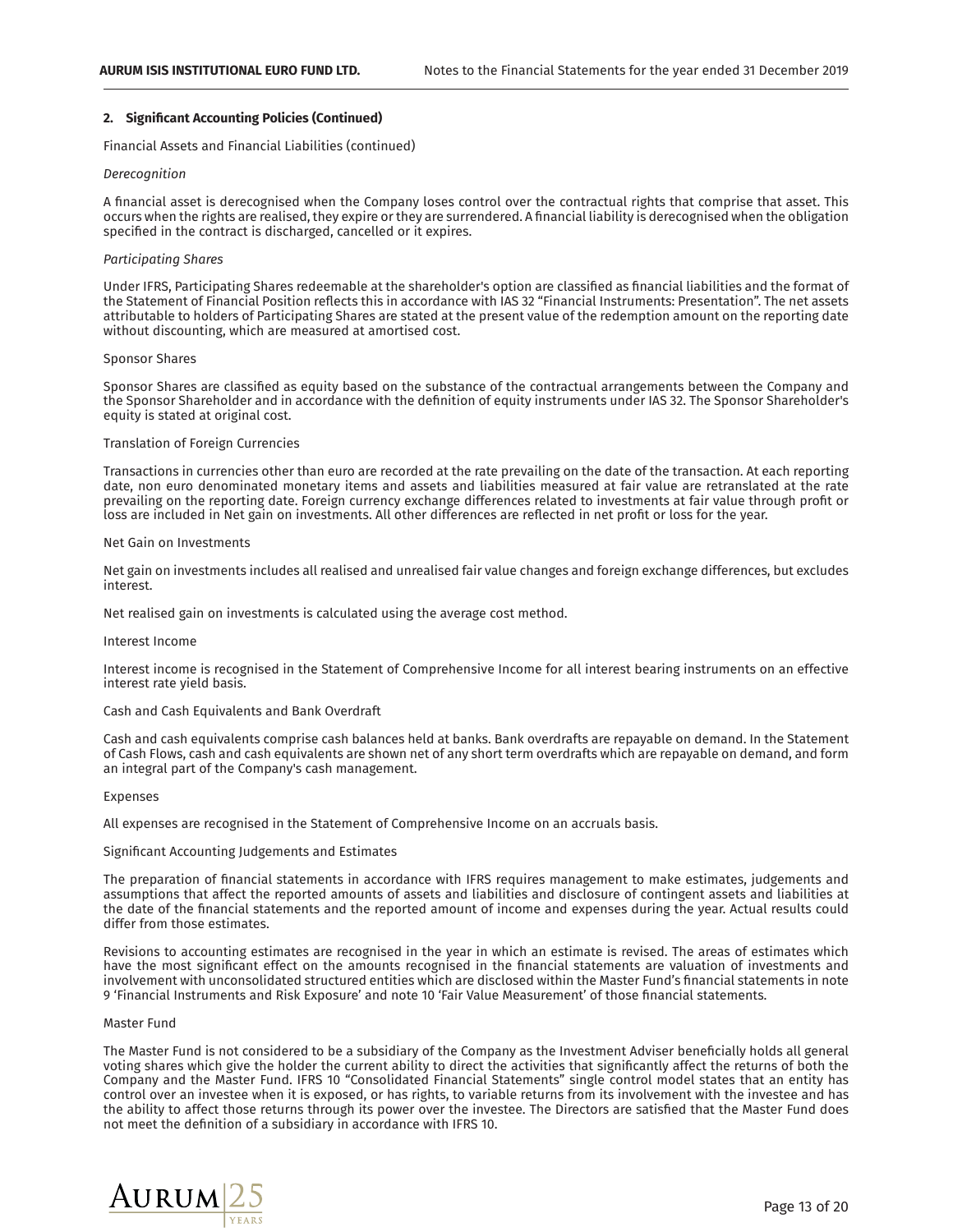## 2. Significant Accounting Policies (Continued)

Financial Assets and Financial Liabilities (continued)

*Derecognition*

A financial asset is derecognised when the Company loses control over the contractual rights that comprise that asset. This occurs when the rights are realised, they expire or they are surrendered. A financial liability is derecognised when the obligation specified in the contract is discharged, cancelled or it expires.

*Participating Shares*

Under IFRS, Participating Shares redeemable at the shareholder's option are classified as financial liabilities and the format of the Statement of Financial Position reflects this in accordance with IAS 32 "Financial Instruments: Presentation". The net assets attributable to holders of Participating Shares are stated at the present value of the redemption amount on the reporting date without discounting, which are measured at amortised cost.

Sponsor Shares

Sponsor Shares are classified as equity based on the substance of the contractual arrangements between the Company and the Sponsor Shareholder and in accordance with the definition of equity instruments under IAS 32. The Sponsor Shareholder's equity is stated at original cost.

Translation of Foreign Currencies

Transactions in currencies other than euro are recorded at the rate prevailing on the date of the transaction. At each reporting date, non euro denominated monetary items and assets and liabilities measured at fair value are retranslated at the rate prevailing on the reporting date. Foreign currency exchange differences related to investments at fair value through profit or loss are included in Net gain on investments. All other differences are reflected in net profit or loss for the year.

Net Gain on Investments

Net gain on investments includes all realised and unrealised fair value changes and foreign exchange differences, but excludes interest.

Net realised gain on investments is calculated using the average cost method.

Interest Income

Interest income is recognised in the Statement of Comprehensive Income for all interest bearing instruments on an effective interest rate yield basis.

Cash and Cash Equivalents and Bank Overdraft

Cash and cash equivalents comprise cash balances held at banks. Bank overdrafts are repayable on demand. In the Statement of Cash Flows, cash and cash equivalents are shown net of any short term overdrafts which are repayable on demand, and form an integral part of the Company's cash management.

Expenses

All expenses are recognised in the Statement of Comprehensive Income on an accruals basis.

Significant Accounting Judgements and Estimates

The preparation of financial statements in accordance with IFRS requires management to make estimates, judgements and assumptions that affect the reported amounts of assets and liabilities and disclosure of contingent assets and liabilities at the date of the financial statements and the reported amount of income and expenses during the year. Actual results could differ from those estimates.

Revisions to accounting estimates are recognised in the year in which an estimate is revised. The areas of estimates which have the most significant effect on the amounts recognised in the financial statements are valuation of investments and involvement with unconsolidated structured entities which are disclosed within the Master Fund's financial statements in note 9 'Financial Instruments and Risk Exposure' and note 10 'Fair Value Measurement' of those financial statements.

Master Fund

The Master Fund is not considered to be a subsidiary of the Company as the Investment Adviser beneficially holds all general voting shares which give the holder the current ability to direct the activities that significantly affect the returns of both the Company and the Master Fund. IFRS 10 "Consolidated Financial Statements" single control model states that an entity has control over an investee when it is exposed, or has rights, to variable returns from its involvement with the investee and has the ability to affect those returns through its power over the investee. The Directors are satisfied that the Master Fund does not meet the definition of a subsidiary in accordance with IFRS 10.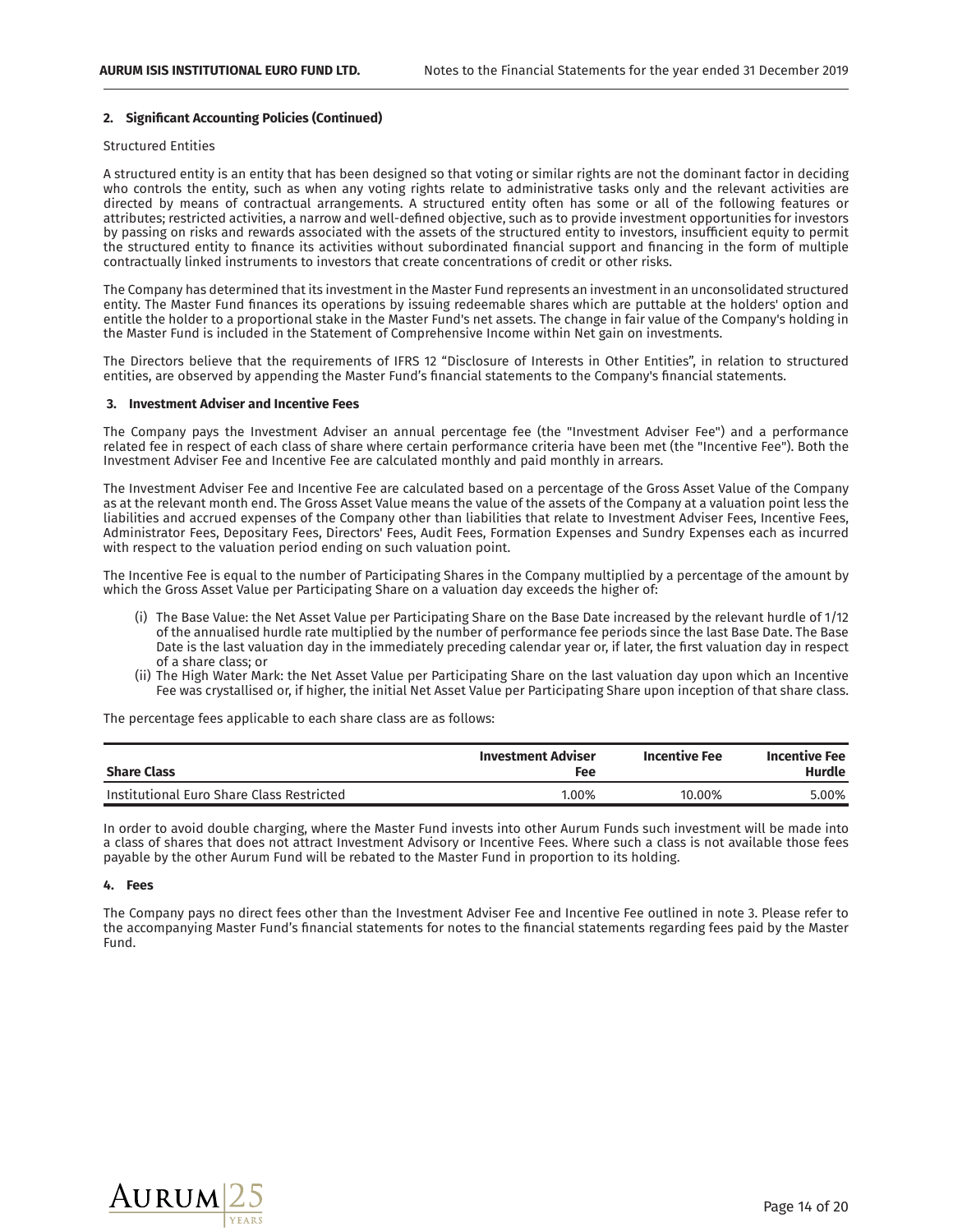## 2. Significant Accounting Policies (Continued)

Structured Entities

A structured entity is an entity that has been designed so that voting or similar rights are not the dominant factor in deciding who controls the entity, such as when any voting rights relate to administrative tasks only and the relevant activities are directed by means of contractual arrangements. A structured entity often has some or all of the following features or attributes; restricted activities, a narrow and well-defined objective, such as to provide investment opportunities for investors by passing on risks and rewards associated with the assets of the structured entity to investors, insufficient equity to permit the structured entity to finance its activities without subordinated financial support and financing in the form of multiple contractually linked instruments to investors that create concentrations of credit or other risks.

The Company has determined that its investment in the Master Fund represents an investment in an unconsolidated structured entity. The Master Fund finances its operations by issuing redeemable shares which are puttable at the holders' option and entitle the holder to a proportional stake in the Master Fund's net assets. The change in fair value of the Company's holding in the Master Fund is included in the Statement of Comprehensive Income within Net gain on investments.

The Directors believe that the requirements of IFRS 12 "Disclosure of Interests in Other Entities", in relation to structured entities, are observed by appending the Master Fund's financial statements to the Company's financial statements.

## 3. Investment Adviser and Incentive Fees

The Company pays the Investment Adviser an annual percentage fee (the "Investment Adviser Fee") and a performance related fee in respect of each class of share where certain performance criteria have been met (the "Incentive Fee"). Both the Investment Adviser Fee and Incentive Fee are calculated monthly and paid monthly in arrears.

The Investment Adviser Fee and Incentive Fee are calculated based on a percentage of the Gross Asset Value of the Company as at the relevant month end. The Gross Asset Value means the value of the assets of the Company at a valuation point less the liabilities and accrued expenses of the Company other than liabilities that relate to Investment Adviser Fees, Incentive Fees, Administrator Fees, Depositary Fees, Directors' Fees, Audit Fees, Formation Expenses and Sundry Expenses each as incurred with respect to the valuation period ending on such valuation point.

The Incentive Fee is equal to the number of Participating Shares in the Company multiplied by a percentage of the amount by which the Gross Asset Value per Participating Share on a valuation day exceeds the higher of:

(i) The Base Value: the Net Asset Value per Participating Share on the Base Date increased by the relevant hurdle of 1/12 of the annualised hurdle rate multiplied by the number of performance fee periods since the last Base Date. The Base Date is the last valuation day in the immediately preceding calendar year or, if later, the first valuation day in respect of a share class; or

(ii) The High Water Mark: the Net Asset Value per Participating Share on the last valuation day upon which an Incentive Fee was crystallised or, if higher, the initial Net Asset Value per Participating Share upon inception of that share class.

The percentage fees applicable to each share class are as follows:

| Share Class | Investment Adviser Fee | Incentive Fee | Incentive Fee Hurdle |
|---|---|---|---|
| Institutional Euro Share Class Restricted | 1.00% | 10.00% | 5.00% |

In order to avoid double charging, where the Master Fund invests into other Aurum Funds such investment will be made into a class of shares that does not attract Investment Advisory or Incentive Fees. Where such a class is not available those fees payable by the other Aurum Fund will be rebated to the Master Fund in proportion to its holding.

## 4. Fees

The Company pays no direct fees other than the Investment Adviser Fee and Incentive Fee outlined in note 3. Please refer to the accompanying Master Fund's financial statements for notes to the financial statements regarding fees paid by the Master Fund.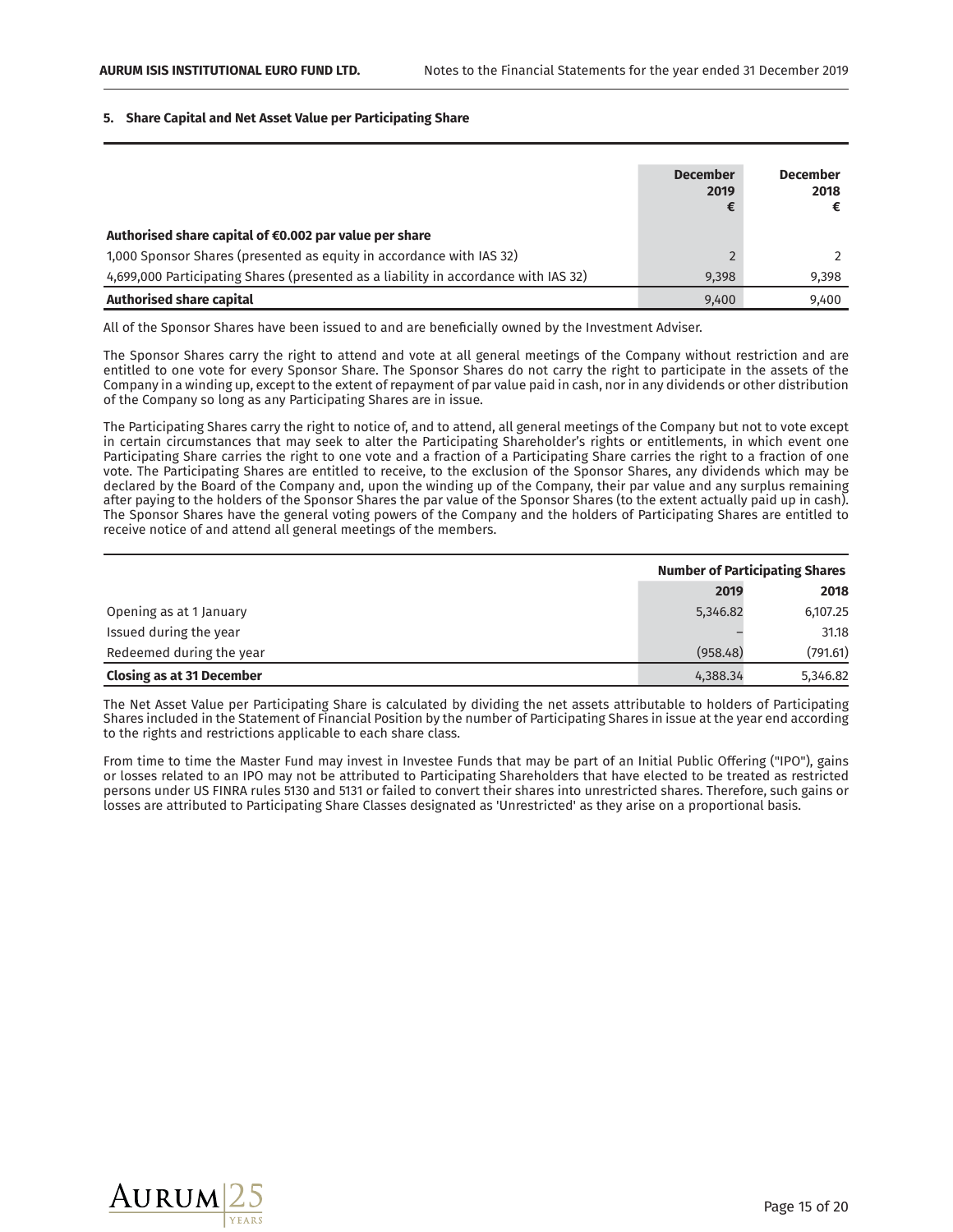### 5. Share Capital and Net Asset Value per Participating Share

| | December 2019 € | December 2018 € |
|---|---|---|
| **Authorised share capital of €0.002 par value per share** | | |
| 1,000 Sponsor Shares (presented as equity in accordance with IAS 32) | 2 | 2 |
| 4,699,000 Participating Shares (presented as a liability in accordance with IAS 32) | 9,398 | 9,398 |
| **Authorised share capital** | 9,400 | 9,400 |

All of the Sponsor Shares have been issued to and are beneficially owned by the Investment Adviser.

The Sponsor Shares carry the right to attend and vote at all general meetings of the Company without restriction and are entitled to one vote for every Sponsor Share. The Sponsor Shares do not carry the right to participate in the assets of the Company in a winding up, except to the extent of repayment of par value paid in cash, nor in any dividends or other distribution of the Company so long as any Participating Shares are in issue.

The Participating Shares carry the right to notice of, and to attend, all general meetings of the Company but not to vote except in certain circumstances that may seek to alter the Participating Shareholder's rights or entitlements, in which event one Participating Share carries the right to one vote and a fraction of a Participating Share carries the right to a fraction of one vote. The Participating Shares are entitled to receive, to the exclusion of the Sponsor Shares, any dividends which may be declared by the Board of the Company and, upon the winding up of the Company, their par value and any surplus remaining after paying to the holders of the Sponsor Shares the par value of the Sponsor Shares (to the extent actually paid up in cash). The Sponsor Shares have the general voting powers of the Company and the holders of Participating Shares are entitled to receive notice of and attend all general meetings of the members.

| | Number of Participating Shares | |
|---|---|---|
| | **2019** | **2018** |
| Opening as at 1 January | 5,346.82 | 6,107.25 |
| Issued during the year | – | 31.18 |
| Redeemed during the year | (958.48) | (791.61) |
| **Closing as at 31 December** | 4,388.34 | 5,346.82 |

The Net Asset Value per Participating Share is calculated by dividing the net assets attributable to holders of Participating Shares included in the Statement of Financial Position by the number of Participating Shares in issue at the year end according to the rights and restrictions applicable to each share class.

From time to time the Master Fund may invest in Investee Funds that may be part of an Initial Public Offering ("IPO"), gains or losses related to an IPO may not be attributed to Participating Shareholders that have elected to be treated as restricted persons under US FINRA rules 5130 and 5131 or failed to convert their shares into unrestricted shares. Therefore, such gains or losses are attributed to Participating Share Classes designated as 'Unrestricted' as they arise on a proportional basis.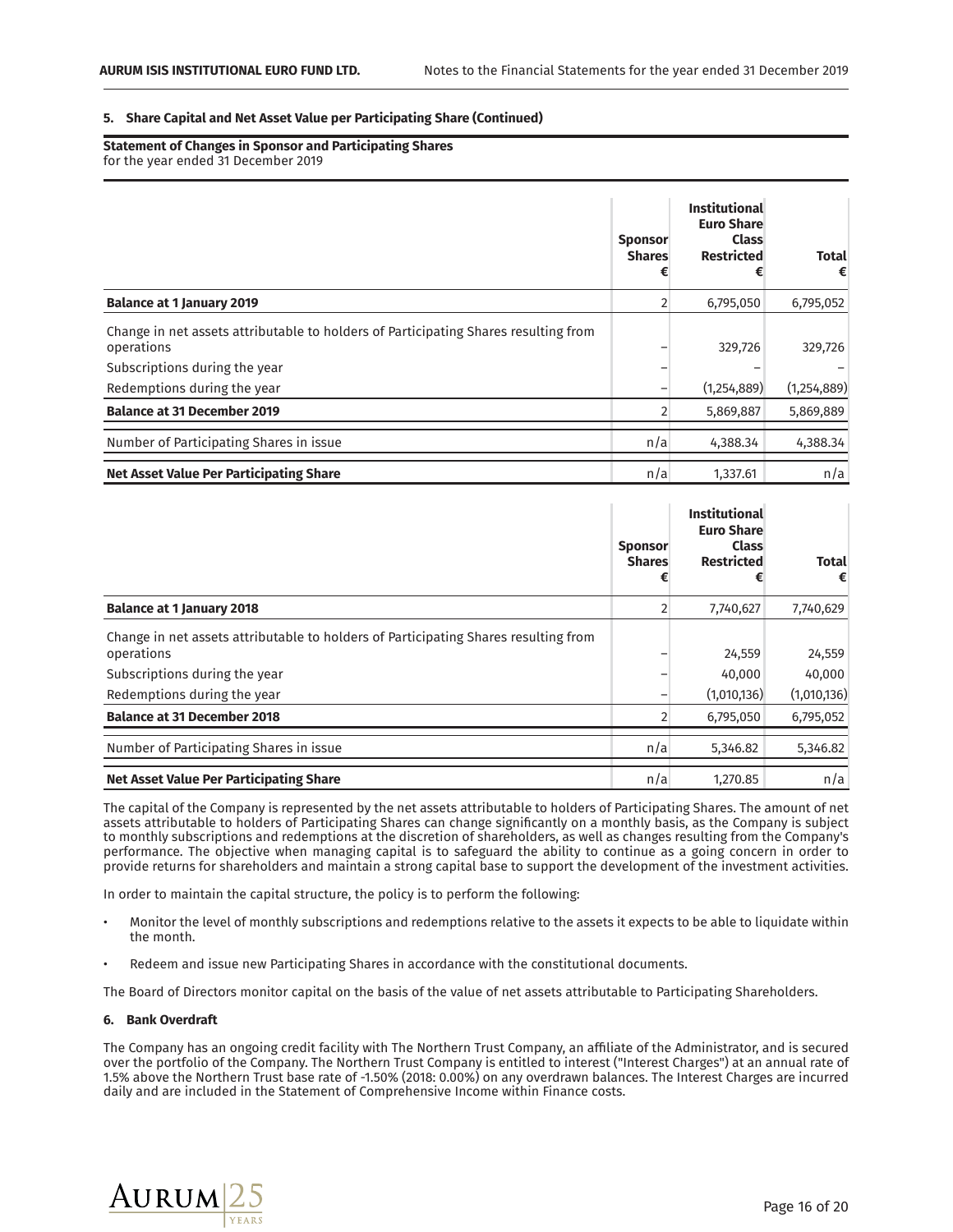**5. Share Capital and Net Asset Value per Participating Share (Continued)**

**Statement of Changes in Sponsor and Participating Shares**
for the year ended 31 December 2019

| | Sponsor Shares € | Institutional Euro Share Class Restricted € | Total € |
|---|---|---|---|
| **Balance at 1 January 2019** | 2 | 6,795,050 | 6,795,052 |
| Change in net assets attributable to holders of Participating Shares resulting from operations | – | 329,726 | 329,726 |
| Subscriptions during the year | – | – | – |
| Redemptions during the year | – | (1,254,889) | (1,254,889) |
| **Balance at 31 December 2019** | 2 | 5,869,887 | 5,869,889 |
| Number of Participating Shares in issue | n/a | 4,388.34 | 4,388.34 |
| **Net Asset Value Per Participating Share** | n/a | 1,337.61 | n/a |

| | Sponsor Shares € | Institutional Euro Share Class Restricted € | Total € |
|---|---|---|---|
| **Balance at 1 January 2018** | 2 | 7,740,627 | 7,740,629 |
| Change in net assets attributable to holders of Participating Shares resulting from operations | – | 24,559 | 24,559 |
| Subscriptions during the year | – | 40,000 | 40,000 |
| Redemptions during the year | – | (1,010,136) | (1,010,136) |
| **Balance at 31 December 2018** | 2 | 6,795,050 | 6,795,052 |
| Number of Participating Shares in issue | n/a | 5,346.82 | 5,346.82 |
| **Net Asset Value Per Participating Share** | n/a | 1,270.85 | n/a |

The capital of the Company is represented by the net assets attributable to holders of Participating Shares. The amount of net assets attributable to holders of Participating Shares can change significantly on a monthly basis, as the Company is subject to monthly subscriptions and redemptions at the discretion of shareholders, as well as changes resulting from the Company's performance. The objective when managing capital is to safeguard the ability to continue as a going concern in order to provide returns for shareholders and maintain a strong capital base to support the development of the investment activities.

In order to maintain the capital structure, the policy is to perform the following:

- Monitor the level of monthly subscriptions and redemptions relative to the assets it expects to be able to liquidate within the month.
- Redeem and issue new Participating Shares in accordance with the constitutional documents.

The Board of Directors monitor capital on the basis of the value of net assets attributable to Participating Shareholders.

**6. Bank Overdraft**

The Company has an ongoing credit facility with The Northern Trust Company, an affiliate of the Administrator, and is secured over the portfolio of the Company. The Northern Trust Company is entitled to interest ("Interest Charges") at an annual rate of 1.5% above the Northern Trust base rate of -1.50% (2018: 0.00%) on any overdrawn balances. The Interest Charges are incurred daily and are included in the Statement of Comprehensive Income within Finance costs.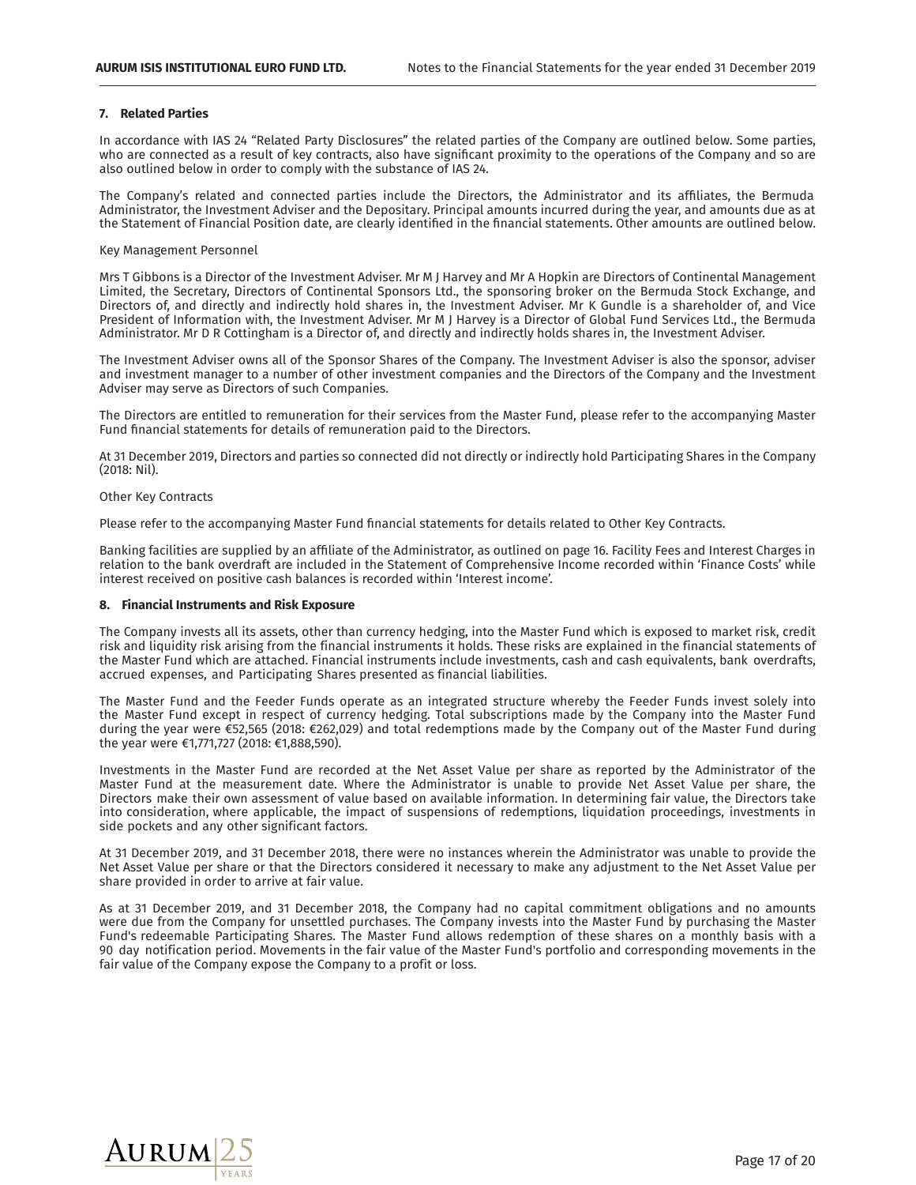## 7. Related Parties

In accordance with IAS 24 "Related Party Disclosures" the related parties of the Company are outlined below. Some parties, who are connected as a result of key contracts, also have significant proximity to the operations of the Company and so are also outlined below in order to comply with the substance of IAS 24.

The Company's related and connected parties include the Directors, the Administrator and its affiliates, the Bermuda Administrator, the Investment Adviser and the Depositary. Principal amounts incurred during the year, and amounts due as at the Statement of Financial Position date, are clearly identified in the financial statements. Other amounts are outlined below.

Key Management Personnel

Mrs T Gibbons is a Director of the Investment Adviser. Mr M J Harvey and Mr A Hopkin are Directors of Continental Management Limited, the Secretary, Directors of Continental Sponsors Ltd., the sponsoring broker on the Bermuda Stock Exchange, and Directors of, and directly and indirectly hold shares in, the Investment Adviser. Mr K Gundle is a shareholder of, and Vice President of Information with, the Investment Adviser. Mr M J Harvey is a Director of Global Fund Services Ltd., the Bermuda Administrator. Mr D R Cottingham is a Director of, and directly and indirectly holds shares in, the Investment Adviser.

The Investment Adviser owns all of the Sponsor Shares of the Company. The Investment Adviser is also the sponsor, adviser and investment manager to a number of other investment companies and the Directors of the Company and the Investment Adviser may serve as Directors of such Companies.

The Directors are entitled to remuneration for their services from the Master Fund, please refer to the accompanying Master Fund financial statements for details of remuneration paid to the Directors.

At 31 December 2019, Directors and parties so connected did not directly or indirectly hold Participating Shares in the Company (2018: Nil).

Other Key Contracts

Please refer to the accompanying Master Fund financial statements for details related to Other Key Contracts.

Banking facilities are supplied by an affiliate of the Administrator, as outlined on page 16. Facility Fees and Interest Charges in relation to the bank overdraft are included in the Statement of Comprehensive Income recorded within 'Finance Costs' while interest received on positive cash balances is recorded within 'Interest income'.

## 8. Financial Instruments and Risk Exposure

The Company invests all its assets, other than currency hedging, into the Master Fund which is exposed to market risk, credit risk and liquidity risk arising from the financial instruments it holds. These risks are explained in the financial statements of the Master Fund which are attached. Financial instruments include investments, cash and cash equivalents, bank overdrafts, accrued expenses, and Participating Shares presented as financial liabilities.

The Master Fund and the Feeder Funds operate as an integrated structure whereby the Feeder Funds invest solely into the Master Fund except in respect of currency hedging. Total subscriptions made by the Company into the Master Fund during the year were €52,565 (2018: €262,029) and total redemptions made by the Company out of the Master Fund during the year were €1,771,727 (2018: €1,888,590).

Investments in the Master Fund are recorded at the Net Asset Value per share as reported by the Administrator of the Master Fund at the measurement date. Where the Administrator is unable to provide Net Asset Value per share, the Directors make their own assessment of value based on available information. In determining fair value, the Directors take into consideration, where applicable, the impact of suspensions of redemptions, liquidation proceedings, investments in side pockets and any other significant factors.

At 31 December 2019, and 31 December 2018, there were no instances wherein the Administrator was unable to provide the Net Asset Value per share or that the Directors considered it necessary to make any adjustment to the Net Asset Value per share provided in order to arrive at fair value.

As at 31 December 2019, and 31 December 2018, the Company had no capital commitment obligations and no amounts were due from the Company for unsettled purchases. The Company invests into the Master Fund by purchasing the Master Fund's redeemable Participating Shares. The Master Fund allows redemption of these shares on a monthly basis with a 90 day notification period. Movements in the fair value of the Master Fund's portfolio and corresponding movements in the fair value of the Company expose the Company to a profit or loss.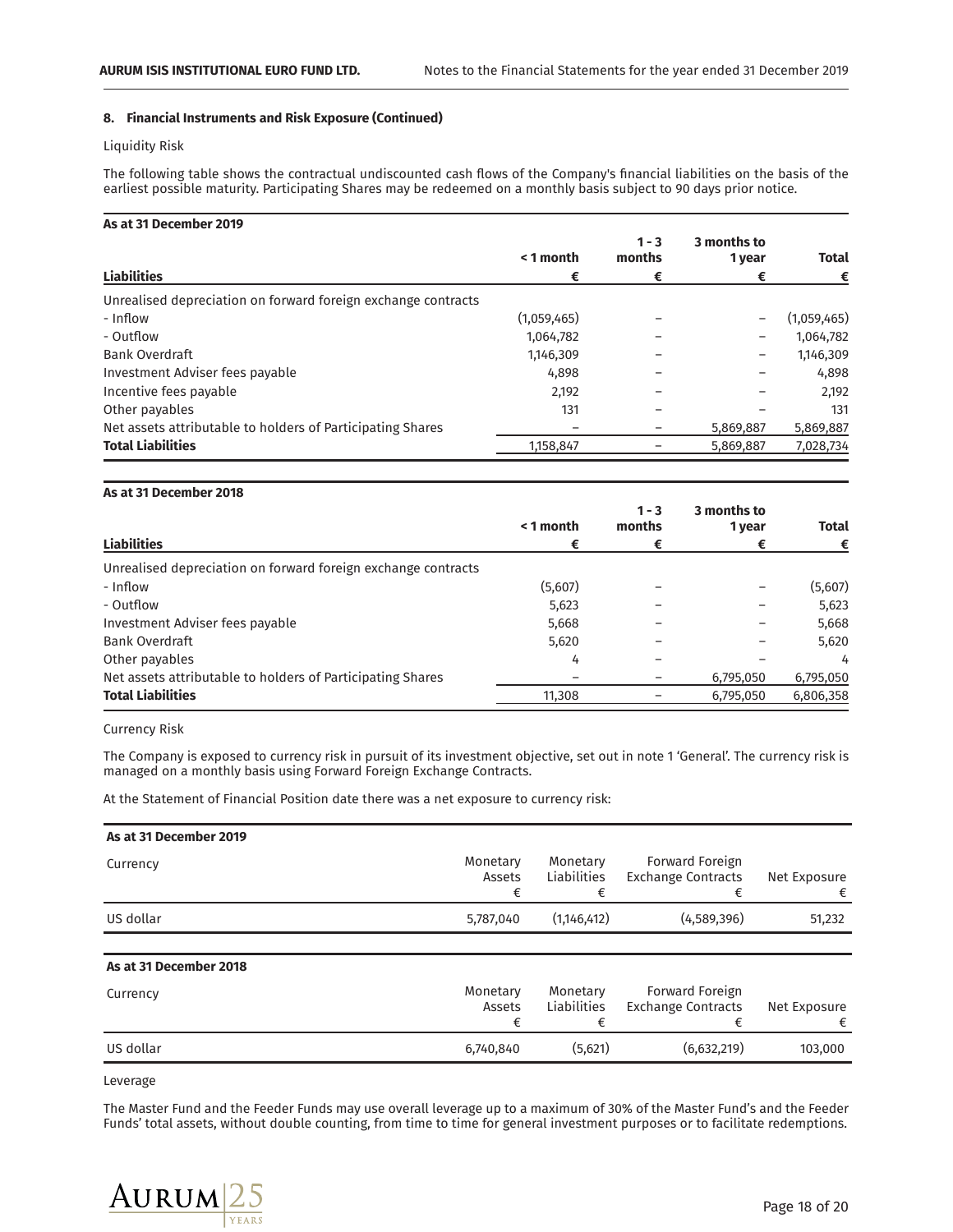### 8. Financial Instruments and Risk Exposure (Continued)

Liquidity Risk

The following table shows the contractual undiscounted cash flows of the Company's financial liabilities on the basis of the earliest possible maturity. Participating Shares may be redeemed on a monthly basis subject to 90 days prior notice.

**As at 31 December 2019**

| Liabilities | < 1 month € | 1 - 3 months € | 3 months to 1 year € | Total € |
|---|---|---|---|---|
| Unrealised depreciation on forward foreign exchange contracts | | | | |
| - Inflow | (1,059,465) | – | – | (1,059,465) |
| - Outflow | 1,064,782 | – | – | 1,064,782 |
| Bank Overdraft | 1,146,309 | – | – | 1,146,309 |
| Investment Adviser fees payable | 4,898 | – | – | 4,898 |
| Incentive fees payable | 2,192 | – | – | 2,192 |
| Other payables | 131 | – | – | 131 |
| Net assets attributable to holders of Participating Shares | – | – | 5,869,887 | 5,869,887 |
| **Total Liabilities** | 1,158,847 | – | 5,869,887 | 7,028,734 |

**As at 31 December 2018**

| Liabilities | < 1 month € | 1 - 3 months € | 3 months to 1 year € | Total € |
|---|---|---|---|---|
| Unrealised depreciation on forward foreign exchange contracts | | | | |
| - Inflow | (5,607) | – | – | (5,607) |
| - Outflow | 5,623 | – | – | 5,623 |
| Investment Adviser fees payable | 5,668 | – | – | 5,668 |
| Bank Overdraft | 5,620 | – | – | 5,620 |
| Other payables | 4 | – | – | 4 |
| Net assets attributable to holders of Participating Shares | – | – | 6,795,050 | 6,795,050 |
| **Total Liabilities** | 11,308 | – | 6,795,050 | 6,806,358 |

Currency Risk

The Company is exposed to currency risk in pursuit of its investment objective, set out in note 1 'General'. The currency risk is managed on a monthly basis using Forward Foreign Exchange Contracts.

At the Statement of Financial Position date there was a net exposure to currency risk:

**As at 31 December 2019**

| Currency | Monetary Assets € | Monetary Liabilities € | Forward Foreign Exchange Contracts € | Net Exposure € |
|---|---|---|---|---|
| US dollar | 5,787,040 | (1,146,412) | (4,589,396) | 51,232 |

**As at 31 December 2018**

| Currency | Monetary Assets € | Monetary Liabilities € | Forward Foreign Exchange Contracts € | Net Exposure € |
|---|---|---|---|---|
| US dollar | 6,740,840 | (5,621) | (6,632,219) | 103,000 |

Leverage

The Master Fund and the Feeder Funds may use overall leverage up to a maximum of 30% of the Master Fund's and the Feeder Funds' total assets, without double counting, from time to time for general investment purposes or to facilitate redemptions.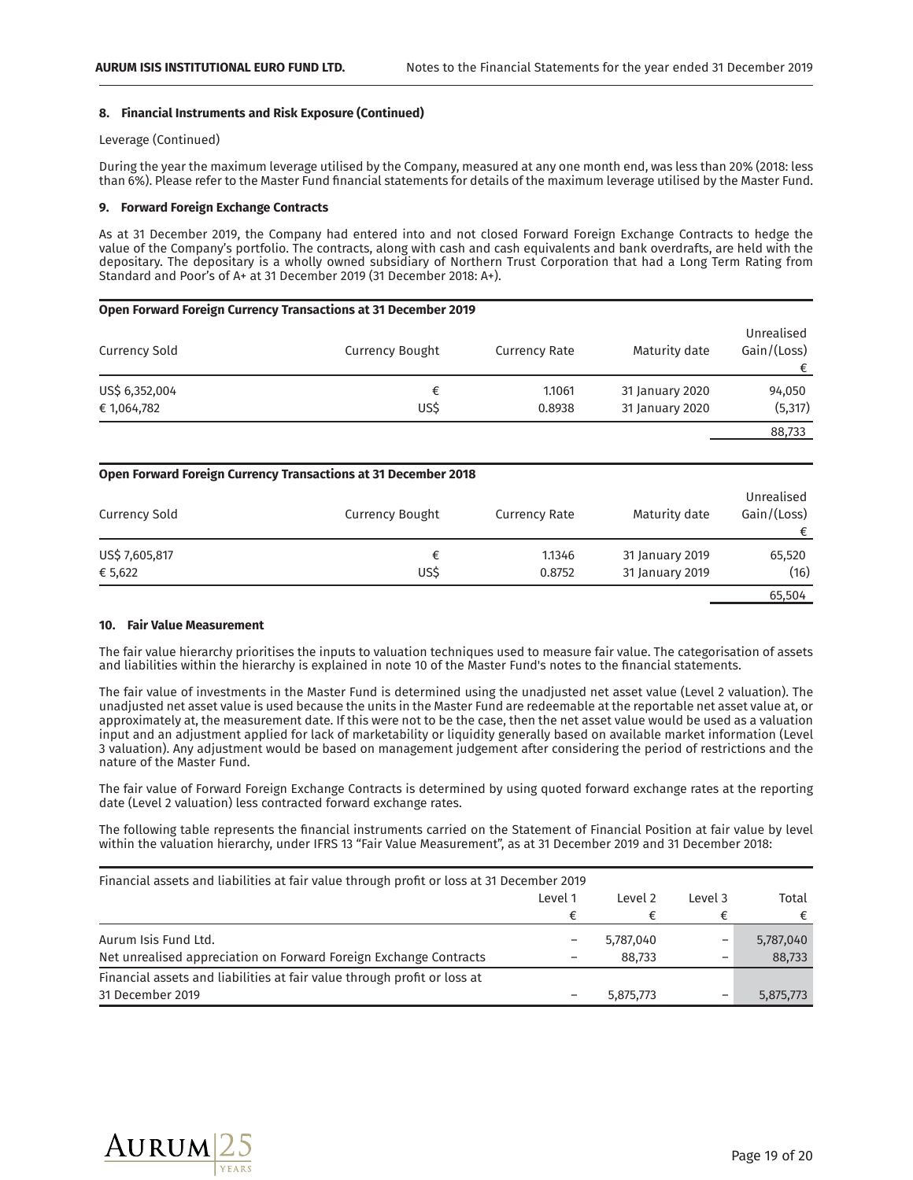### 8. Financial Instruments and Risk Exposure (Continued)

Leverage (Continued)

During the year the maximum leverage utilised by the Company, measured at any one month end, was less than 20% (2018: less than 6%). Please refer to the Master Fund financial statements for details of the maximum leverage utilised by the Master Fund.

### 9. Forward Foreign Exchange Contracts

As at 31 December 2019, the Company had entered into and not closed Forward Foreign Exchange Contracts to hedge the value of the Company's portfolio. The contracts, along with cash and cash equivalents and bank overdrafts, are held with the depositary. The depositary is a wholly owned subsidiary of Northern Trust Corporation that had a Long Term Rating from Standard and Poor's of A+ at 31 December 2019 (31 December 2018: A+).

**Open Forward Foreign Currency Transactions at 31 December 2019**

| Currency Sold | Currency Bought | Currency Rate | Maturity date | Unrealised Gain/(Loss) € |
|---|---|---|---|---|
| US$ 6,352,004 | € | 1.1061 | 31 January 2020 | 94,050 |
| € 1,064,782 | US$ | 0.8938 | 31 January 2020 | (5,317) |
| | | | | 88,733 |

**Open Forward Foreign Currency Transactions at 31 December 2018**

| Currency Sold | Currency Bought | Currency Rate | Maturity date | Unrealised Gain/(Loss) € |
|---|---|---|---|---|
| US$ 7,605,817 | € | 1.1346 | 31 January 2019 | 65,520 |
| € 5,622 | US$ | 0.8752 | 31 January 2019 | (16) |
| | | | | 65,504 |

### 10. Fair Value Measurement

The fair value hierarchy prioritises the inputs to valuation techniques used to measure fair value. The categorisation of assets and liabilities within the hierarchy is explained in note 10 of the Master Fund's notes to the financial statements.

The fair value of investments in the Master Fund is determined using the unadjusted net asset value (Level 2 valuation). The unadjusted net asset value is used because the units in the Master Fund are redeemable at the reportable net asset value at, or approximately at, the measurement date. If this were not to be the case, then the net asset value would be used as a valuation input and an adjustment applied for lack of marketability or liquidity generally based on available market information (Level 3 valuation). Any adjustment would be based on management judgement after considering the period of restrictions and the nature of the Master Fund.

The fair value of Forward Foreign Exchange Contracts is determined by using quoted forward exchange rates at the reporting date (Level 2 valuation) less contracted forward exchange rates.

The following table represents the financial instruments carried on the Statement of Financial Position at fair value by level within the valuation hierarchy, under IFRS 13 "Fair Value Measurement", as at 31 December 2019 and 31 December 2018:

| Financial assets and liabilities at fair value through profit or loss at 31 December 2019 | Level 1 € | Level 2 € | Level 3 € | Total € |
|---|---|---|---|---|
| Aurum Isis Fund Ltd. | – | 5,787,040 | – | 5,787,040 |
| Net unrealised appreciation on Forward Foreign Exchange Contracts | – | 88,733 | – | 88,733 |
| Financial assets and liabilities at fair value through profit or loss at 31 December 2019 | – | 5,875,773 | – | 5,875,773 |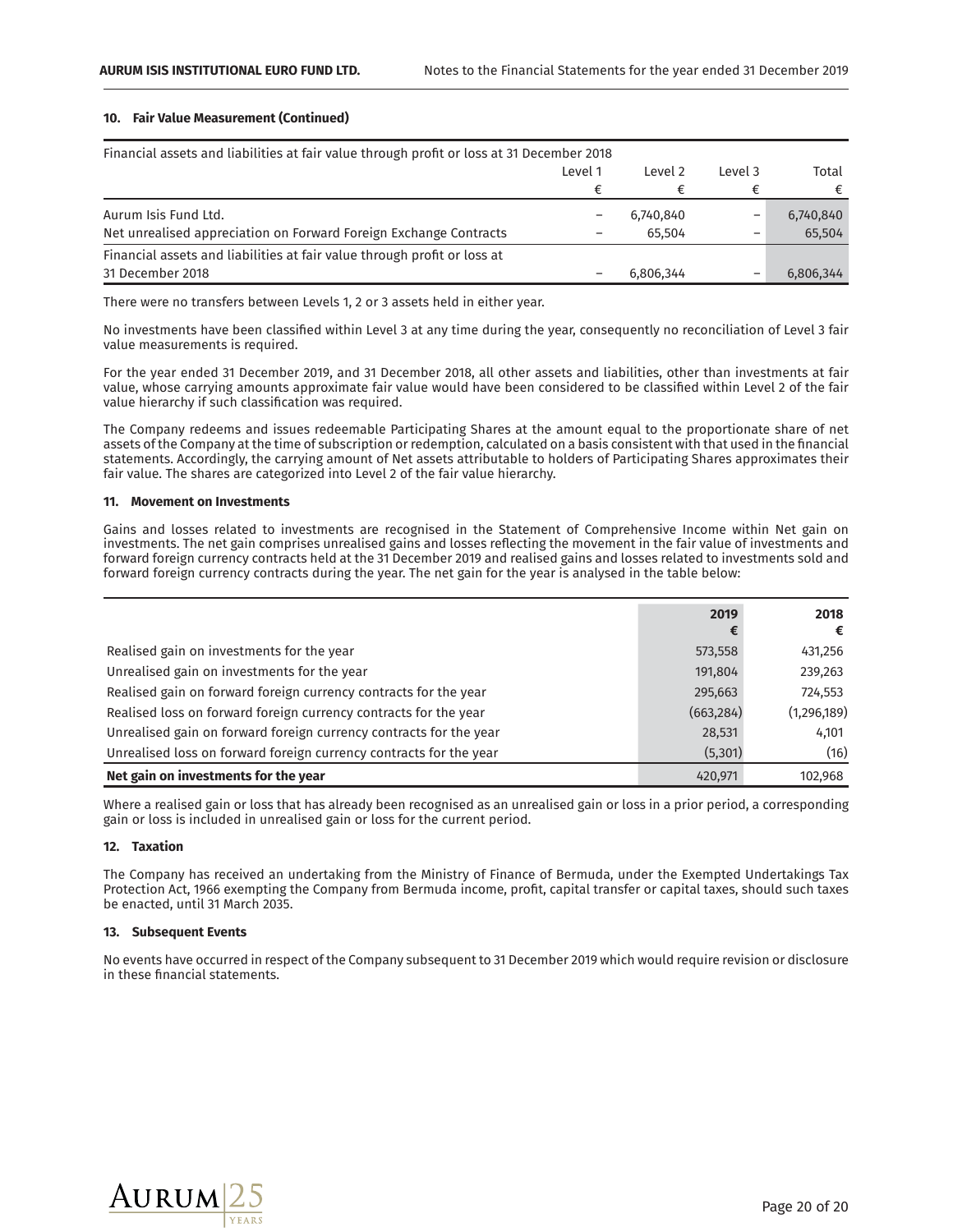#### 10. Fair Value Measurement (Continued)

| Financial assets and liabilities at fair value through profit or loss at 31 December 2018 | Level 1 € | Level 2 € | Level 3 € | Total € |
|---|---|---|---|---|
| Aurum Isis Fund Ltd. | – | 6,740,840 | – | 6,740,840 |
| Net unrealised appreciation on Forward Foreign Exchange Contracts | – | 65,504 | – | 65,504 |
| Financial assets and liabilities at fair value through profit or loss at 31 December 2018 | – | 6,806,344 | – | 6,806,344 |

There were no transfers between Levels 1, 2 or 3 assets held in either year.

No investments have been classified within Level 3 at any time during the year, consequently no reconciliation of Level 3 fair value measurements is required.

For the year ended 31 December 2019, and 31 December 2018, all other assets and liabilities, other than investments at fair value, whose carrying amounts approximate fair value would have been considered to be classified within Level 2 of the fair value hierarchy if such classification was required.

The Company redeems and issues redeemable Participating Shares at the amount equal to the proportionate share of net assets of the Company at the time of subscription or redemption, calculated on a basis consistent with that used in the financial statements. Accordingly, the carrying amount of Net assets attributable to holders of Participating Shares approximates their fair value. The shares are categorized into Level 2 of the fair value hierarchy.

#### 11. Movement on Investments

Gains and losses related to investments are recognised in the Statement of Comprehensive Income within Net gain on investments. The net gain comprises unrealised gains and losses reflecting the movement in the fair value of investments and forward foreign currency contracts held at the 31 December 2019 and realised gains and losses related to investments sold and forward foreign currency contracts during the year. The net gain for the year is analysed in the table below:

| | 2019 € | 2018 € |
|---|---|---|
| Realised gain on investments for the year | 573,558 | 431,256 |
| Unrealised gain on investments for the year | 191,804 | 239,263 |
| Realised gain on forward foreign currency contracts for the year | 295,663 | 724,553 |
| Realised loss on forward foreign currency contracts for the year | (663,284) | (1,296,189) |
| Unrealised gain on forward foreign currency contracts for the year | 28,531 | 4,101 |
| Unrealised loss on forward foreign currency contracts for the year | (5,301) | (16) |
| **Net gain on investments for the year** | 420,971 | 102,968 |

Where a realised gain or loss that has already been recognised as an unrealised gain or loss in a prior period, a corresponding gain or loss is included in unrealised gain or loss for the current period.

#### 12. Taxation

The Company has received an undertaking from the Ministry of Finance of Bermuda, under the Exempted Undertakings Tax Protection Act, 1966 exempting the Company from Bermuda income, profit, capital transfer or capital taxes, should such taxes be enacted, until 31 March 2035.

#### 13. Subsequent Events

No events have occurred in respect of the Company subsequent to 31 December 2019 which would require revision or disclosure in these financial statements.